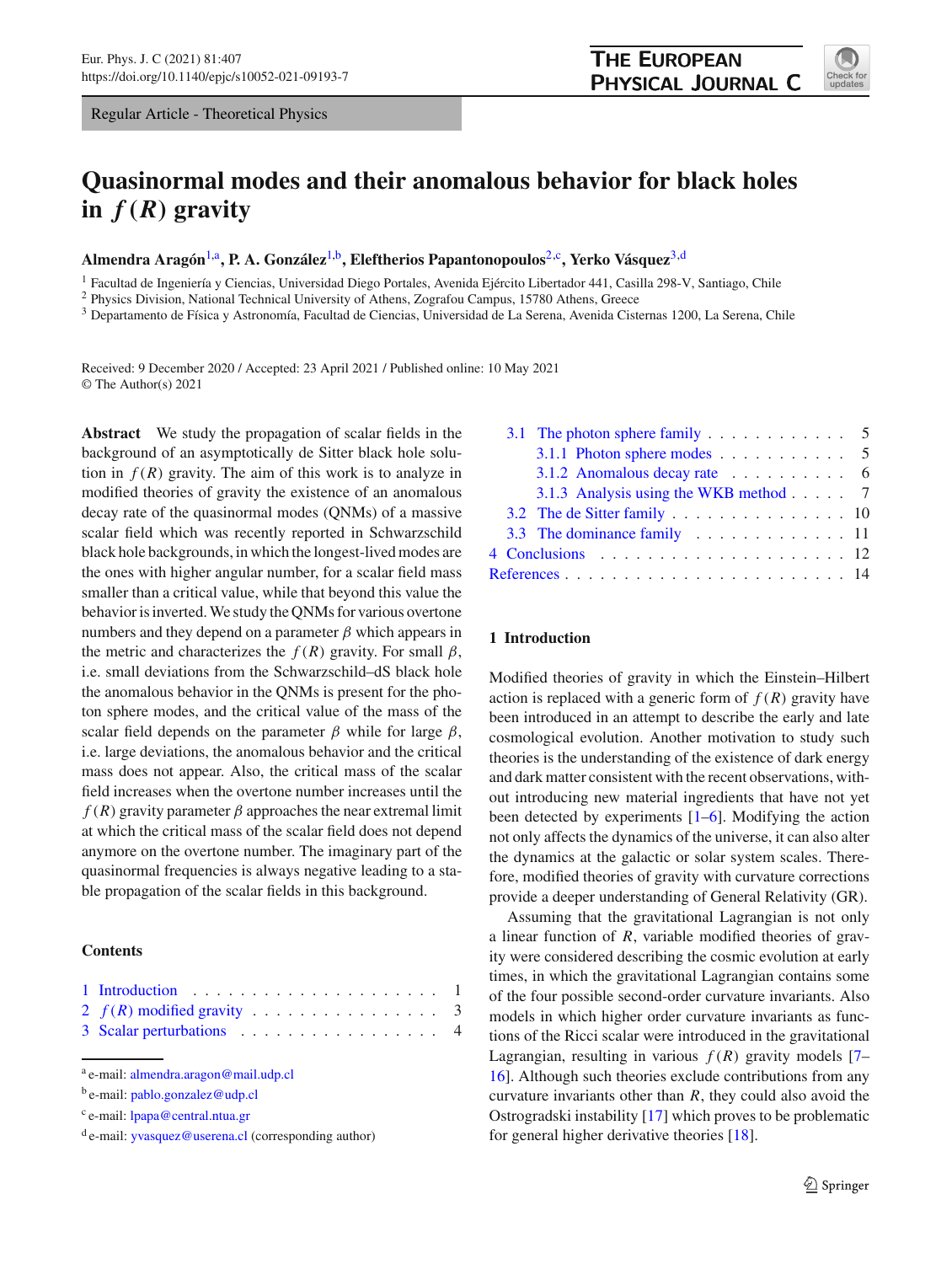Regular Article - Theoretical Physics

# Quasinormal modes and their anomalous behavior for black holes in $f(R)$ gravity

**Almendra Aragón**[1,a], **P. A. González**[1,b], **Eleftherios Papantonopoulos**[2,c], **Yerko Vásquez**[3,d]

[1] Facultad de Ingeniería y Ciencias, Universidad Diego Portales, Avenida Ejército Libertador 441, Casilla 298-V, Santiago, Chile
[2] Physics Division, National Technical University of Athens, Zografou Campus, 15780 Athens, Greece
[3] Departamento de Física y Astronomía, Facultad de Ciencias, Universidad de La Serena, Avenida Cisternas 1200, La Serena, Chile

Received: 9 December 2020 / Accepted: 23 April 2021 / Published online: 10 May 2021
© The Author(s) 2021

**Abstract** We study the propagation of scalar fields in the background of an asymptotically de Sitter black hole solution in $f(R)$ gravity. The aim of this work is to analyze in modified theories of gravity the existence of an anomalous decay rate of the quasinormal modes (QNMs) of a massive scalar field which was recently reported in Schwarzschild black hole backgrounds, in which the longest-lived modes are the ones with higher angular number, for a scalar field mass smaller than a critical value, while that beyond this value the behavior is inverted. We study the QNMs for various overtone numbers and they depend on a parameter $\beta$ which appears in the metric and characterizes the $f(R)$ gravity. For small $\beta$, i.e. small deviations from the Schwarzschild–dS black hole the anomalous behavior in the QNMs is present for the photon sphere modes, and the critical value of the mass of the scalar field depends on the parameter $\beta$ while for large $\beta$, i.e. large deviations, the anomalous behavior and the critical mass does not appear. Also, the critical mass of the scalar field increases when the overtone number increases until the $f(R)$ gravity parameter $\beta$ approaches the near extremal limit at which the critical mass of the scalar field does not depend anymore on the overtone number. The imaginary part of the quasinormal frequencies is always negative leading to a stable propagation of the scalar fields in this background.

**Contents**

1 Introduction . . . 1
2 $f(R)$ modified gravity . . . 3
3 Scalar perturbations . . . 4
3.1 The photon sphere family . . . 5
3.1.1 Photon sphere modes . . . 5
3.1.2 Anomalous decay rate . . . 6
3.1.3 Analysis using the WKB method . . . 7
3.2 The de Sitter family . . . 10
3.3 The dominance family . . . 11
4 Conclusions . . . 12
References . . . 14

[a] e-mail: almendra.aragon@mail.udp.cl
[b] e-mail: pablo.gonzalez@udp.cl
[c] e-mail: lpapa@central.ntua.gr
[d] e-mail: yvasquez@userena.cl (corresponding author)

## 1 Introduction

Modified theories of gravity in which the Einstein–Hilbert action is replaced with a generic form of $f(R)$ gravity have been introduced in an attempt to describe the early and late cosmological evolution. Another motivation to study such theories is the understanding of the existence of dark energy and dark matter consistent with the recent observations, without introducing new material ingredients that have not yet been detected by experiments [1–6]. Modifying the action not only affects the dynamics of the universe, it can also alter the dynamics at the galactic or solar system scales. Therefore, modified theories of gravity with curvature corrections provide a deeper understanding of General Relativity (GR).

Assuming that the gravitational Lagrangian is not only a linear function of $R$, variable modified theories of gravity were considered describing the cosmic evolution at early times, in which the gravitational Lagrangian contains some of the four possible second-order curvature invariants. Also models in which higher order curvature invariants as functions of the Ricci scalar were introduced in the gravitational Lagrangian, resulting in various $f(R)$ gravity models [7–16]. Although such theories exclude contributions from any curvature invariants other than $R$, they could also avoid the Ostrogradski instability [17] which proves to be problematic for general higher derivative theories [18].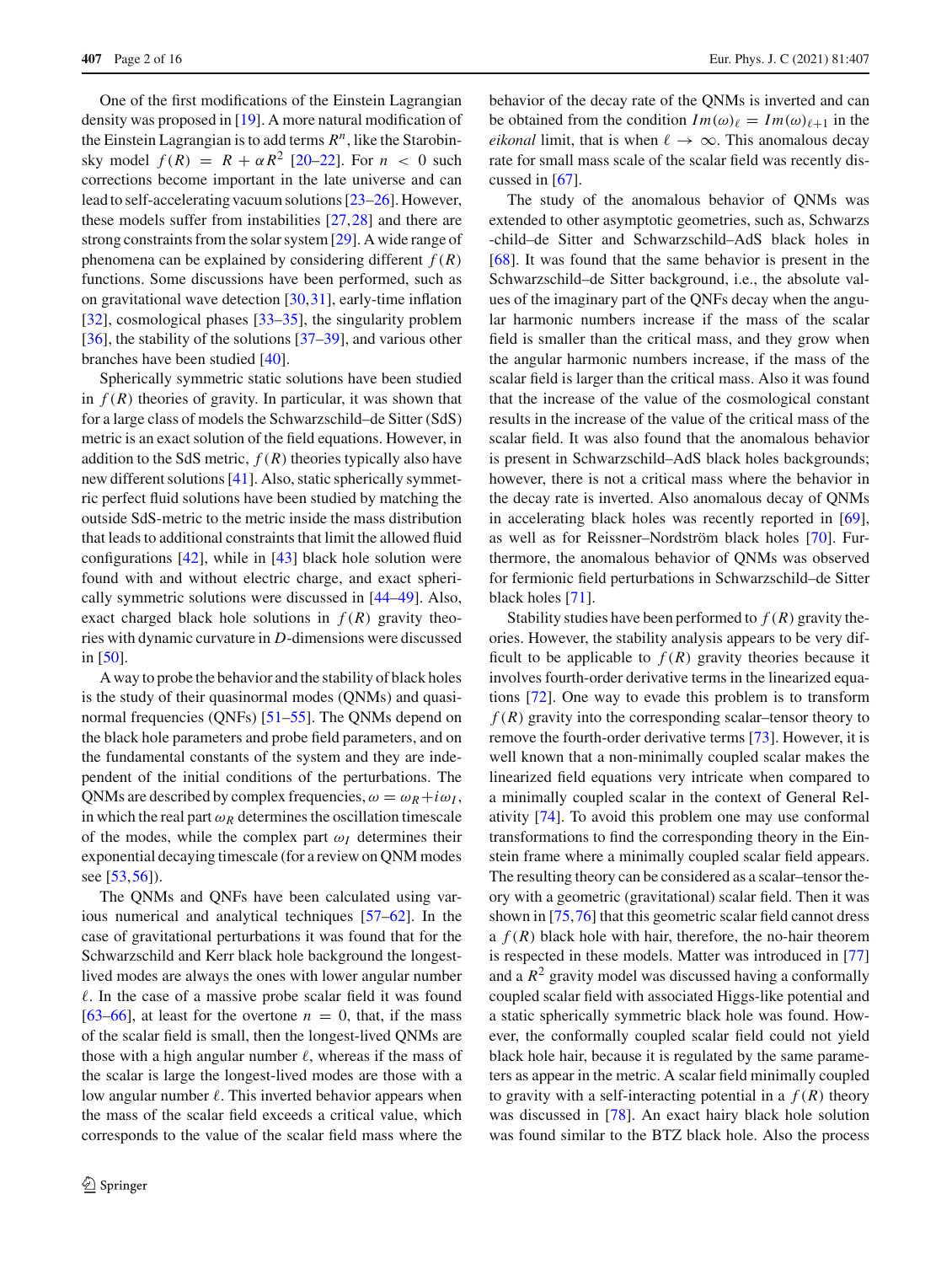One of the first modifications of the Einstein Lagrangian density was proposed in [19]. A more natural modification of the Einstein Lagrangian is to add terms $R^n$, like the Starobinsky model $f(R) = R + \alpha R^2$ [20–22]. For $n < 0$ such corrections become important in the late universe and can lead to self-accelerating vacuum solutions [23–26]. However, these models suffer from instabilities [27,28] and there are strong constraints from the solar system [29]. A wide range of phenomena can be explained by considering different $f(R)$ functions. Some discussions have been performed, such as on gravitational wave detection [30,31], early-time inflation [32], cosmological phases [33–35], the singularity problem [36], the stability of the solutions [37–39], and various other branches have been studied [40].

Spherically symmetric static solutions have been studied in $f(R)$ theories of gravity. In particular, it was shown that for a large class of models the Schwarzschild–de Sitter (SdS) metric is an exact solution of the field equations. However, in addition to the SdS metric, $f(R)$ theories typically also have new different solutions [41]. Also, static spherically symmetric perfect fluid solutions have been studied by matching the outside SdS-metric to the metric inside the mass distribution that leads to additional constraints that limit the allowed fluid configurations [42], while in [43] black hole solution were found with and without electric charge, and exact spherically symmetric solutions were discussed in [44–49]. Also, exact charged black hole solutions in $f(R)$ gravity theories with dynamic curvature in $D$-dimensions were discussed in [50].

A way to probe the behavior and the stability of black holes is the study of their quasinormal modes (QNMs) and quasinormal frequencies (QNFs) [51–55]. The QNMs depend on the black hole parameters and probe field parameters, and on the fundamental constants of the system and they are independent of the initial conditions of the perturbations. The QNMs are described by complex frequencies, $\omega = \omega_R + i\omega_I$, in which the real part $\omega_R$ determines the oscillation timescale of the modes, while the complex part $\omega_I$ determines their exponential decaying timescale (for a review on QNM modes see [53,56]).

The QNMs and QNFs have been calculated using various numerical and analytical techniques [57–62]. In the case of gravitational perturbations it was found that for the Schwarzschild and Kerr black hole background the longest-lived modes are always the ones with lower angular number $\ell$. In the case of a massive probe scalar field it was found [63–66], at least for the overtone $n = 0$, that, if the mass of the scalar field is small, then the longest-lived QNMs are those with a high angular number $\ell$, whereas if the mass of the scalar is large the longest-lived modes are those with a low angular number $\ell$. This inverted behavior appears when the mass of the scalar field exceeds a critical value, which corresponds to the value of the scalar field mass where the behavior of the decay rate of the QNMs is inverted and can be obtained from the condition $Im(\omega)_\ell = Im(\omega)_{\ell+1}$ in the *eikonal* limit, that is when $\ell \to \infty$. This anomalous decay rate for small mass scale of the scalar field was recently discussed in [67].

The study of the anomalous behavior of QNMs was extended to other asymptotic geometries, such as, Schwarzs-child–de Sitter and Schwarzschild–AdS black holes in [68]. It was found that the same behavior is present in the Schwarzschild–de Sitter background, i.e., the absolute values of the imaginary part of the QNFs decay when the angular harmonic numbers increase if the mass of the scalar field is smaller than the critical mass, and they grow when the angular harmonic numbers increase, if the mass of the scalar field is larger than the critical mass. Also it was found that the increase of the value of the cosmological constant results in the increase of the value of the critical mass of the scalar field. It was also found that the anomalous behavior is present in Schwarzschild–AdS black holes backgrounds; however, there is not a critical mass where the behavior in the decay rate is inverted. Also anomalous decay of QNMs in accelerating black holes was recently reported in [69], as well as for Reissner–Nordström black holes [70]. Furthermore, the anomalous behavior of QNMs was observed for fermionic field perturbations in Schwarzschild–de Sitter black holes [71].

Stability studies have been performed to $f(R)$ gravity theories. However, the stability analysis appears to be very difficult to be applicable to $f(R)$ gravity theories because it involves fourth-order derivative terms in the linearized equations [72]. One way to evade this problem is to transform $f(R)$ gravity into the corresponding scalar–tensor theory to remove the fourth-order derivative terms [73]. However, it is well known that a non-minimally coupled scalar makes the linearized field equations very intricate when compared to a minimally coupled scalar in the context of General Relativity [74]. To avoid this problem one may use conformal transformations to find the corresponding theory in the Einstein frame where a minimally coupled scalar field appears. The resulting theory can be considered as a scalar–tensor theory with a geometric (gravitational) scalar field. Then it was shown in [75,76] that this geometric scalar field cannot dress a $f(R)$ black hole with hair, therefore, the no-hair theorem is respected in these models. Matter was introduced in [77] and a $R^2$ gravity model was discussed having a conformally coupled scalar field with associated Higgs-like potential and a static spherically symmetric black hole was found. However, the conformally coupled scalar field could not yield black hole hair, because it is regulated by the same parameters as appear in the metric. A scalar field minimally coupled to gravity with a self-interacting potential in a $f(R)$ theory was discussed in [78]. An exact hairy black hole solution was found similar to the BTZ black hole. Also the process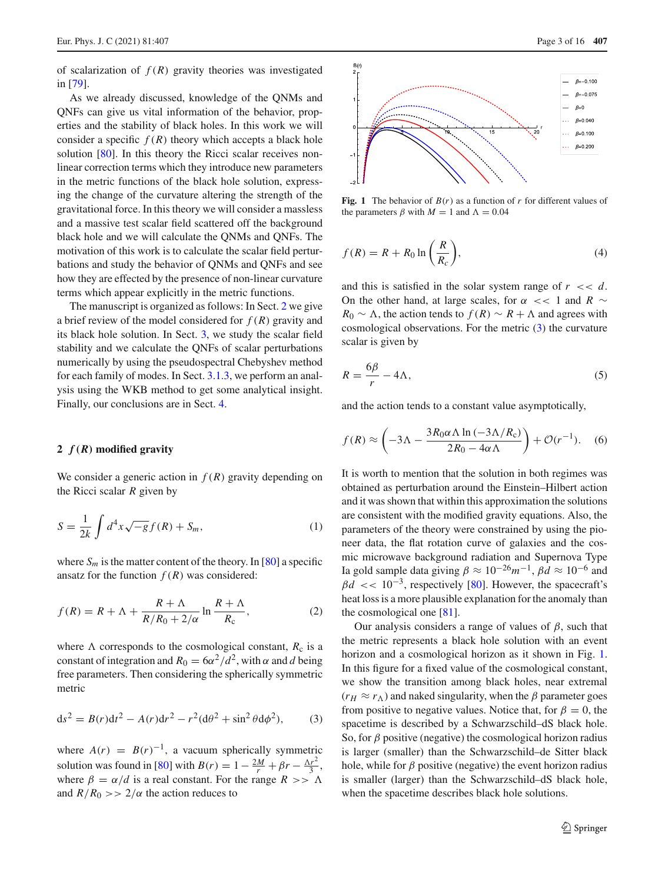of scalarization of $f(R)$ gravity theories was investigated in [79].

As we already discussed, knowledge of the QNMs and QNFs can give us vital information of the behavior, properties and the stability of black holes. In this work we will consider a specific $f(R)$ theory which accepts a black hole solution [80]. In this theory the Ricci scalar receives non-linear correction terms which they introduce new parameters in the metric functions of the black hole solution, expressing the change of the curvature altering the strength of the gravitational force. In this theory we will consider a massless and a massive test scalar field scattered off the background black hole and we will calculate the QNMs and QNFs. The motivation of this work is to calculate the scalar field perturbations and study the behavior of QNMs and QNFs and see how they are effected by the presence of non-linear curvature terms which appear explicitly in the metric functions.

The manuscript is organized as follows: In Sect. 2 we give a brief review of the model considered for $f(R)$ gravity and its black hole solution. In Sect. 3, we study the scalar field stability and we calculate the QNFs of scalar perturbations numerically by using the pseudospectral Chebyshev method for each family of modes. In Sect. 3.1.3, we perform an analysis using the WKB method to get some analytical insight. Finally, our conclusions are in Sect. 4.

## 2 $f(R)$ modified gravity

We consider a generic action in $f(R)$ gravity depending on the Ricci scalar $R$ given by

$$S = \frac{1}{2k} \int d^4x \sqrt{-g} f(R) + S_m, \tag{1}$$

where $S_m$ is the matter content of the theory. In [80] a specific ansatz for the function $f(R)$ was considered:

$$f(R) = R + \Lambda + \frac{R + \Lambda}{R/R_0 + 2/\alpha} \ln \frac{R + \Lambda}{R_c}, \tag{2}$$

where $\Lambda$ corresponds to the cosmological constant, $R_c$ is a constant of integration and $R_0 = 6\alpha^2/d^2$, with $\alpha$ and $d$ being free parameters. Then considering the spherically symmetric metric

$$ds^2 = B(r)dt^2 - A(r)dr^2 - r^2(d\theta^2 + \sin^2\theta d\phi^2), \tag{3}$$

where $A(r) = B(r)^{-1}$, a vacuum spherically symmetric solution was found in [80] with $B(r) = 1 - \frac{2M}{r} + \beta r - \frac{\Lambda r^2}{3}$, where $\beta = \alpha/d$ is a real constant. For the range $R >> \Lambda$ and $R/R_0 >> 2/\alpha$ the action reduces to

**Fig. 1** The behavior of $B(r)$ as a function of $r$ for different values of the parameters $\beta$ with $M = 1$ and $\Lambda = 0.04$

$$f(R) = R + R_0 \ln\left(\frac{R}{R_c}\right), \tag{4}$$

and this is satisfied in the solar system range of $r << d$. On the other hand, at large scales, for $\alpha << 1$ and $R \sim R_0 \sim \Lambda$, the action tends to $f(R) \sim R + \Lambda$ and agrees with cosmological observations. For the metric (3) the curvature scalar is given by

$$R = \frac{6\beta}{r} - 4\Lambda, \tag{5}$$

and the action tends to a constant value asymptotically,

$$f(R) \approx \left(-3\Lambda - \frac{3R_0\alpha\Lambda \ln(-3\Lambda/R_c)}{2R_0 - 4\alpha\Lambda}\right) + \mathcal{O}(r^{-1}). \tag{6}$$

It is worth to mention that the solution in both regimes was obtained as perturbation around the Einstein–Hilbert action and it was shown that within this approximation the solutions are consistent with the modified gravity equations. Also, the parameters of the theory were constrained by using the pioneer data, the flat rotation curve of galaxies and the cosmic microwave background radiation and Supernova Type Ia gold sample data giving $\beta \approx 10^{-26}m^{-1}$, $\beta d \approx 10^{-6}$ and $\beta d << 10^{-3}$, respectively [80]. However, the spacecraft's heat loss is a more plausible explanation for the anomaly than the cosmological one [81].

Our analysis considers a range of values of $\beta$, such that the metric represents a black hole solution with an event horizon and a cosmological horizon as it shown in Fig. 1. In this figure for a fixed value of the cosmological constant, we show the transition among black holes, near extremal ($r_H \approx r_\Lambda$) and naked singularity, when the $\beta$ parameter goes from positive to negative values. Notice that, for $\beta = 0$, the spacetime is described by a Schwarzschild–dS black hole. So, for $\beta$ positive (negative) the cosmological horizon radius is larger (smaller) than the Schwarzschild–de Sitter black hole, while for $\beta$ positive (negative) the event horizon radius is smaller (larger) than the Schwarzschild–dS black hole, when the spacetime describes black hole solutions.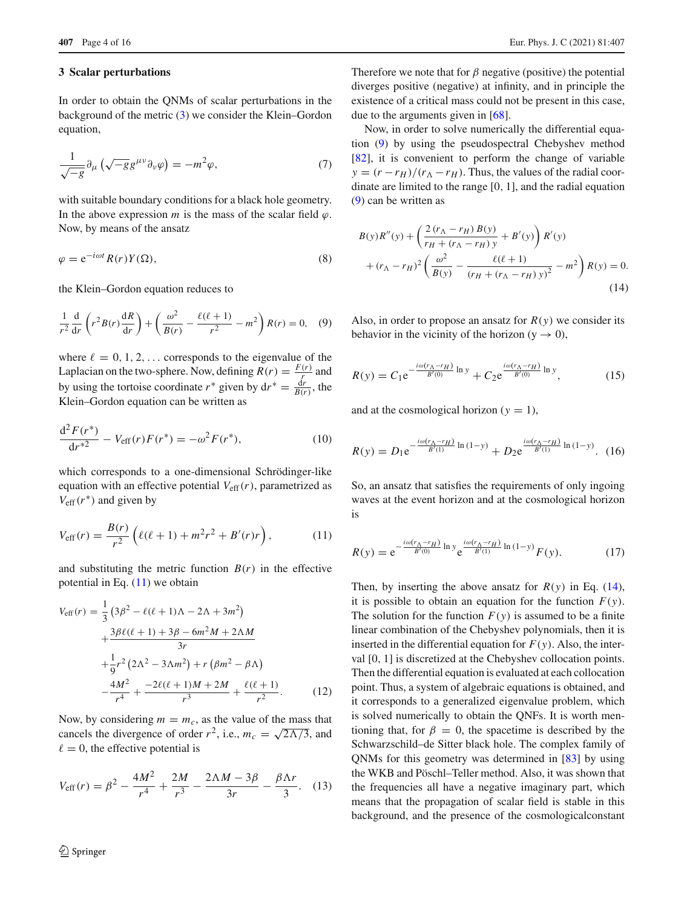## 3 Scalar perturbations

In order to obtain the QNMs of scalar perturbations in the background of the metric (3) we consider the Klein–Gordon equation,

$$\frac{1}{\sqrt{-g}}\partial_{\mu}\left(\sqrt{-g}g^{\mu\nu}\partial_{\nu}\varphi\right) = -m^2\varphi, \tag{7}$$

with suitable boundary conditions for a black hole geometry. In the above expression $m$ is the mass of the scalar field $\varphi$. Now, by means of the ansatz

$$\varphi = \mathrm{e}^{-i\omega t}R(r)Y(\Omega), \tag{8}$$

the Klein–Gordon equation reduces to

$$\frac{1}{r^2}\frac{\mathrm{d}}{\mathrm{d}r}\left(r^2B(r)\frac{\mathrm{d}R}{\mathrm{d}r}\right) + \left(\frac{\omega^2}{B(r)} - \frac{\ell(\ell+1)}{r^2} - m^2\right)R(r) = 0, \tag{9}$$

where $\ell = 0, 1, 2, \ldots$ corresponds to the eigenvalue of the Laplacian on the two-sphere. Now, defining $R(r) = \frac{F(r)}{r}$ and by using the tortoise coordinate $r^*$ given by $\mathrm{d}r^* = \frac{\mathrm{d}r}{B(r)}$, the Klein–Gordon equation can be written as

$$\frac{\mathrm{d}^2F(r^*)}{\mathrm{d}r^{*2}} - V_{\mathrm{eff}}(r)F(r^*) = -\omega^2F(r^*), \tag{10}$$

which corresponds to a one-dimensional Schrödinger-like equation with an effective potential $V_{\mathrm{eff}}(r)$, parametrized as $V_{\mathrm{eff}}(r^*)$ and given by

$$V_{\mathrm{eff}}(r) = \frac{B(r)}{r^2}\left(\ell(\ell+1) + m^2r^2 + B'(r)r\right), \tag{11}$$

and substituting the metric function $B(r)$ in the effective potential in Eq. (11) we obtain

$$\begin{aligned} V_{\mathrm{eff}}(r) =\ & \frac{1}{3}\left(3\beta^2 - \ell(\ell+1)\Lambda - 2\Lambda + 3m^2\right) \\ & + \frac{3\beta\ell(\ell+1) + 3\beta - 6m^2M + 2\Lambda M}{3r} \\ & + \frac{1}{9}r^2\left(2\Lambda^2 - 3\Lambda m^2\right) + r\left(\beta m^2 - \beta\Lambda\right) \\ & - \frac{4M^2}{r^4} + \frac{-2\ell(\ell+1)M + 2M}{r^3} + \frac{\ell(\ell+1)}{r^2}. \end{aligned} \tag{12}$$

Now, by considering $m = m_c$, as the value of the mass that cancels the divergence of order $r^2$, i.e., $m_c = \sqrt{2\Lambda/3}$, and $\ell = 0$, the effective potential is

$$V_{\mathrm{eff}}(r) = \beta^2 - \frac{4M^2}{r^4} + \frac{2M}{r^3} - \frac{2\Lambda M - 3\beta}{3r} - \frac{\beta\Lambda r}{3}. \tag{13}$$

Therefore we note that for $\beta$ negative (positive) the potential diverges positive (negative) at infinity, and in principle the existence of a critical mass could not be present in this case, due to the arguments given in [68].

Now, in order to solve numerically the differential equation (9) by using the pseudospectral Chebyshev method [82], it is convenient to perform the change of variable $y = (r - r_H)/(r_\Lambda - r_H)$. Thus, the values of the radial coordinate are limited to the range [0, 1], and the radial equation (9) can be written as

$$\begin{aligned} & B(y)R''(y) + \left(\frac{2\,(r_\Lambda - r_H)\,B(y)}{r_H + (r_\Lambda - r_H)\,y} + B'(y)\right)R'(y) \\ & + (r_\Lambda - r_H)^2\left(\frac{\omega^2}{B(y)} - \frac{\ell(\ell+1)}{(r_H + (r_\Lambda - r_H)\,y)^2} - m^2\right)R(y) = 0. \end{aligned} \tag{14}$$

Also, in order to propose an ansatz for $R(y)$ we consider its behavior in the vicinity of the horizon ($y \to 0$),

$$R(y) = C_1\mathrm{e}^{-\frac{i\omega(r_\Lambda - r_H)}{B'(0)}\ln y} + C_2\mathrm{e}^{\frac{i\omega(r_\Lambda - r_H)}{B'(0)}\ln y}, \tag{15}$$

and at the cosmological horizon ($y = 1$),

$$R(y) = D_1\mathrm{e}^{-\frac{i\omega(r_\Lambda - r_H)}{B'(1)}\ln(1-y)} + D_2\mathrm{e}^{\frac{i\omega(r_\Lambda - r_H)}{B'(1)}\ln(1-y)}. \tag{16}$$

So, an ansatz that satisfies the requirements of only ingoing waves at the event horizon and at the cosmological horizon is

$$R(y) = \mathrm{e}^{-\frac{i\omega(r_\Lambda - r_H)}{B'(0)}\ln y}\,\mathrm{e}^{\frac{i\omega(r_\Lambda - r_H)}{B'(1)}\ln(1-y)}F(y). \tag{17}$$

Then, by inserting the above ansatz for $R(y)$ in Eq. (14), it is possible to obtain an equation for the function $F(y)$. The solution for the function $F(y)$ is assumed to be a finite linear combination of the Chebyshev polynomials, then it is inserted in the differential equation for $F(y)$. Also, the interval [0, 1] is discretized at the Chebyshev collocation points. Then the differential equation is evaluated at each collocation point. Thus, a system of algebraic equations is obtained, and it corresponds to a generalized eigenvalue problem, which is solved numerically to obtain the QNMs. It is worth mentioning that, for $\beta = 0$, the spacetime is described by the Schwarzschild–de Sitter black hole. The complex family of QNMs for this geometry was determined in [83] by using the WKB and Pöschl–Teller method. Also, it was shown that the frequencies all have a negative imaginary part, which means that the propagation of scalar field is stable in this background, and the presence of the cosmologicalconstant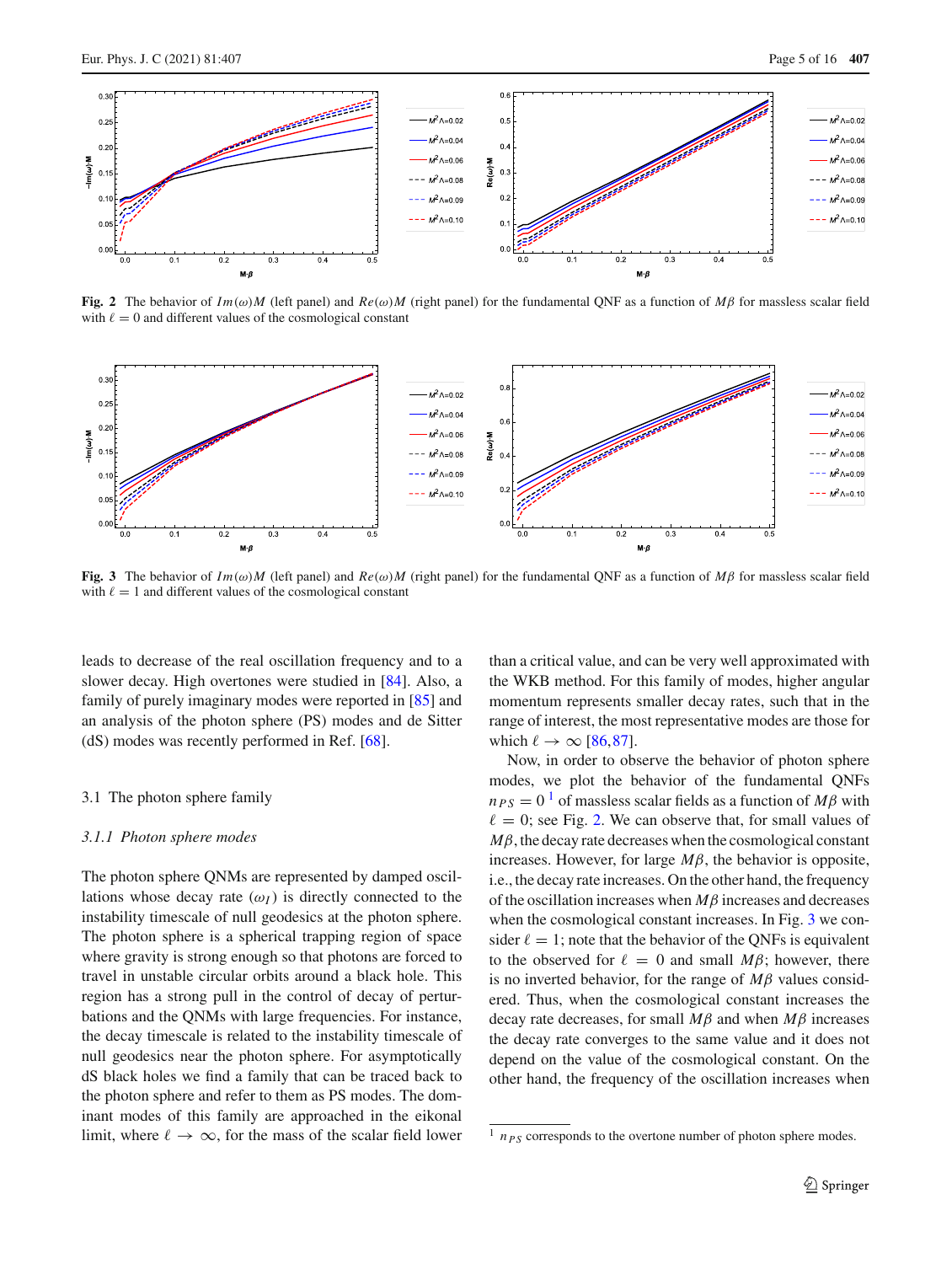**Fig. 2** The behavior of $Im(\omega)M$ (left panel) and $Re(\omega)M$ (right panel) for the fundamental QNF as a function of $M\beta$ for massless scalar field with $\ell = 0$ and different values of the cosmological constant

**Fig. 3** The behavior of $Im(\omega)M$ (left panel) and $Re(\omega)M$ (right panel) for the fundamental QNF as a function of $M\beta$ for massless scalar field with $\ell = 1$ and different values of the cosmological constant

leads to decrease of the real oscillation frequency and to a slower decay. High overtones were studied in [84]. Also, a family of purely imaginary modes were reported in [85] and an analysis of the photon sphere (PS) modes and de Sitter (dS) modes was recently performed in Ref. [68].

### 3.1 The photon sphere family

#### *3.1.1 Photon sphere modes*

The photon sphere QNMs are represented by damped oscillations whose decay rate ($\omega_I$) is directly connected to the instability timescale of null geodesics at the photon sphere. The photon sphere is a spherical trapping region of space where gravity is strong enough so that photons are forced to travel in unstable circular orbits around a black hole. This region has a strong pull in the control of decay of perturbations and the QNMs with large frequencies. For instance, the decay timescale is related to the instability timescale of null geodesics near the photon sphere. For asymptotically dS black holes we find a family that can be traced back to the photon sphere and refer to them as PS modes. The dominant modes of this family are approached in the eikonal limit, where $\ell \to \infty$, for the mass of the scalar field lower than a critical value, and can be very well approximated with the WKB method. For this family of modes, higher angular momentum represents smaller decay rates, such that in the range of interest, the most representative modes are those for which $\ell \to \infty$ [86,87].

Now, in order to observe the behavior of photon sphere modes, we plot the behavior of the fundamental QNFs $n_{PS} = 0$ [1] of massless scalar fields as a function of $M\beta$ with $\ell = 0$; see Fig. 2. We can observe that, for small values of $M\beta$, the decay rate decreases when the cosmological constant increases. However, for large $M\beta$, the behavior is opposite, i.e., the decay rate increases. On the other hand, the frequency of the oscillation increases when $M\beta$ increases and decreases when the cosmological constant increases. In Fig. 3 we consider $\ell = 1$; note that the behavior of the QNFs is equivalent to the observed for $\ell = 0$ and small $M\beta$; however, there is no inverted behavior, for the range of $M\beta$ values considered. Thus, when the cosmological constant increases the decay rate decreases, for small $M\beta$ and when $M\beta$ increases the decay rate converges to the same value and it does not depend on the value of the cosmological constant. On the other hand, the frequency of the oscillation increases when

[1] $n_{PS}$ corresponds to the overtone number of photon sphere modes.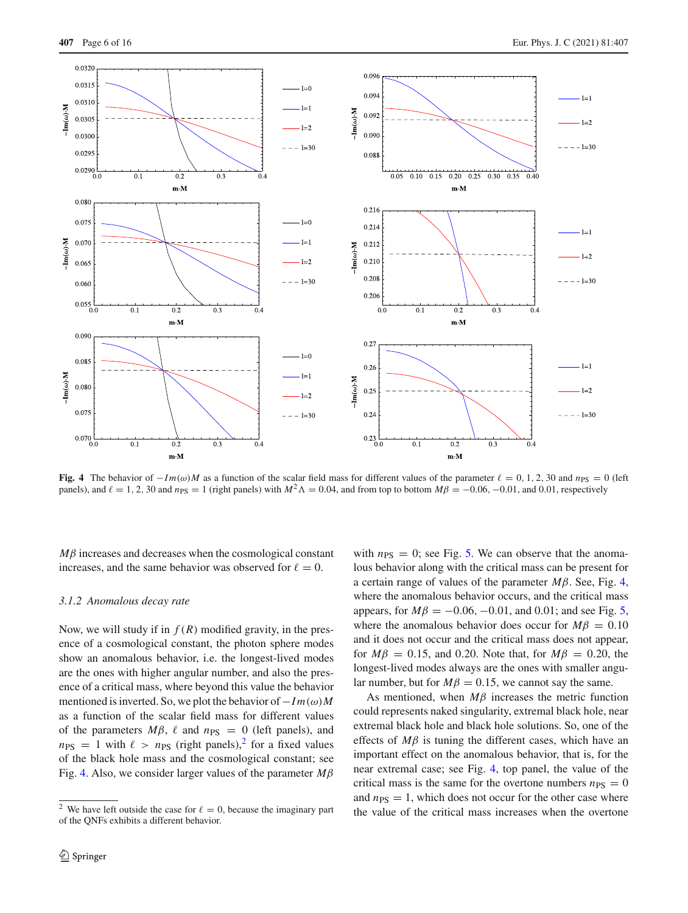**Fig. 4** The behavior of $-Im(\omega)M$ as a function of the scalar field mass for different values of the parameter $\ell = 0, 1, 2, 30$ and $n_{PS} = 0$ (left panels), and $\ell = 1, 2, 30$ and $n_{PS} = 1$ (right panels) with $M^2\Lambda = 0.04$, and from top to bottom $M\beta = -0.06, -0.01$, and $0.01$, respectively

$M\beta$ increases and decreases when the cosmological constant increases, and the same behavior was observed for $\ell = 0$.

### 3.1.2 Anomalous decay rate

Now, we will study if in $f(R)$ modified gravity, in the presence of a cosmological constant, the photon sphere modes show an anomalous behavior, i.e. the longest-lived modes are the ones with higher angular number, and also the presence of a critical mass, where beyond this value the behavior mentioned is inverted. So, we plot the behavior of $-Im(\omega)M$ as a function of the scalar field mass for different values of the parameters $M\beta$, $\ell$ and $n_{PS} = 0$ (left panels), and $n_{PS} = 1$ with $\ell > n_{PS}$ (right panels),[2] for a fixed values of the black hole mass and the cosmological constant; see Fig. 4. Also, we consider larger values of the parameter $M\beta$ with $n_{PS} = 0$; see Fig. 5. We can observe that the anomalous behavior along with the critical mass can be present for a certain range of values of the parameter $M\beta$. See, Fig. 4, where the anomalous behavior occurs, and the critical mass appears, for $M\beta = -0.06, -0.01$, and $0.01$; and see Fig. 5, where the anomalous behavior does occur for $M\beta = 0.10$ and it does not occur and the critical mass does not appear, for $M\beta = 0.15$, and $0.20$. Note that, for $M\beta = 0.20$, the longest-lived modes always are the ones with smaller angular number, but for $M\beta = 0.15$, we cannot say the same.

As mentioned, when $M\beta$ increases the metric function could represents naked singularity, extremal black hole, near extremal black hole and black hole solutions. So, one of the effects of $M\beta$ is tuning the different cases, which have an important effect on the anomalous behavior, that is, for the near extremal case; see Fig. 4, top panel, the value of the critical mass is the same for the overtone numbers $n_{PS} = 0$ and $n_{PS} = 1$, which does not occur for the other case where the value of the critical mass increases when the overtone

[2] We have left outside the case for $\ell = 0$, because the imaginary part of the QNFs exhibits a different behavior.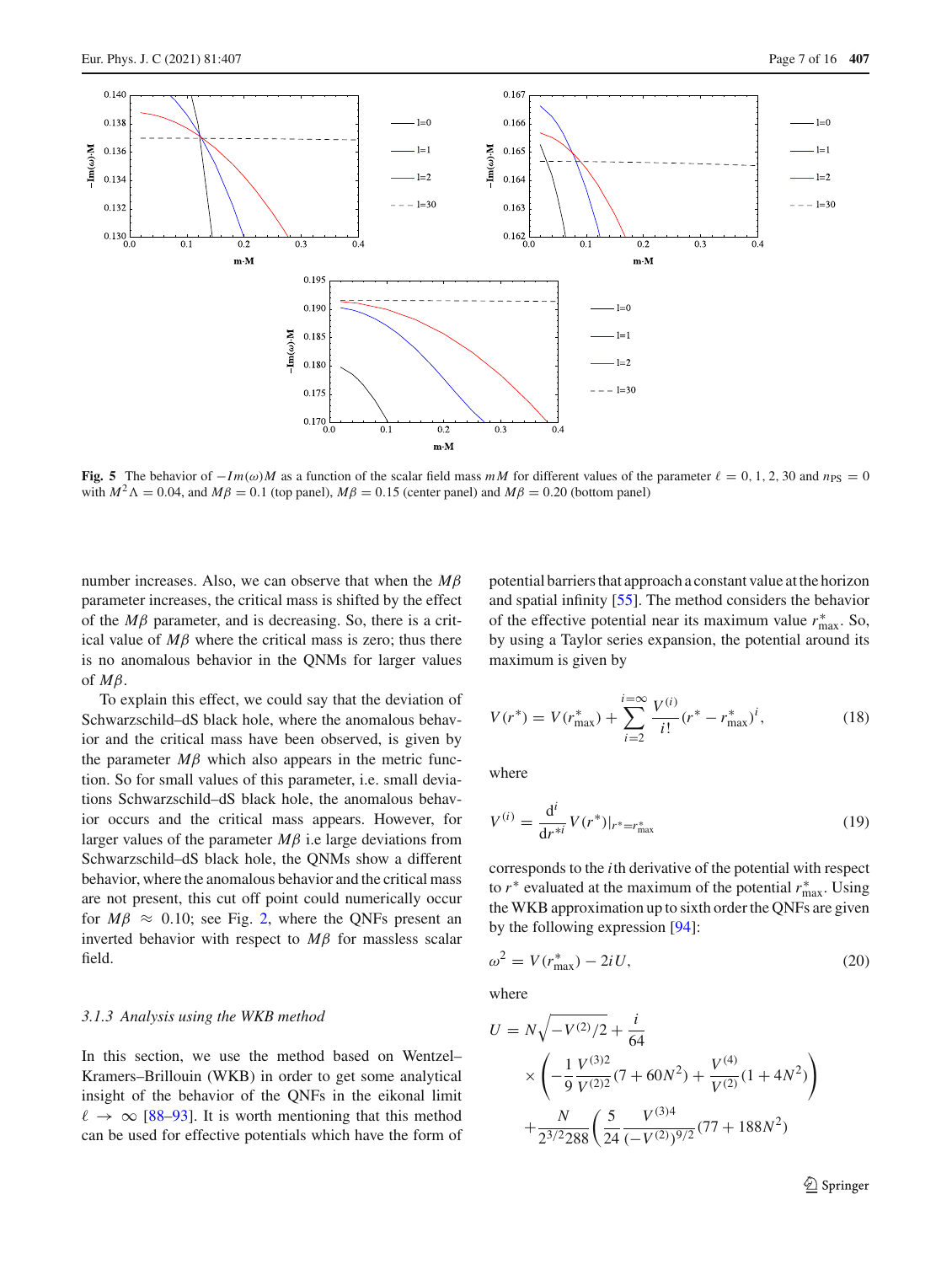Fig. 5 The behavior of $-Im(\omega)M$ as a function of the scalar field mass $mM$ for different values of the parameter $\ell = 0, 1, 2, 30$ and $n_{PS} = 0$ with $M^2\Lambda = 0.04$, and $M\beta = 0.1$ (top panel), $M\beta = 0.15$ (center panel) and $M\beta = 0.20$ (bottom panel)

number increases. Also, we can observe that when the $M\beta$ parameter increases, the critical mass is shifted by the effect of the $M\beta$ parameter, and is decreasing. So, there is a critical value of $M\beta$ where the critical mass is zero; thus there is no anomalous behavior in the QNMs for larger values of $M\beta$.

To explain this effect, we could say that the deviation of Schwarzschild–dS black hole, where the anomalous behavior and the critical mass have been observed, is given by the parameter $M\beta$ which also appears in the metric function. So for small values of this parameter, i.e. small deviations Schwarzschild–dS black hole, the anomalous behavior occurs and the critical mass appears. However, for larger values of the parameter $M\beta$ i.e large deviations from Schwarzschild–dS black hole, the QNMs show a different behavior, where the anomalous behavior and the critical mass are not present, this cut off point could numerically occur for $M\beta \approx 0.10$; see Fig. 2, where the QNFs present an inverted behavior with respect to $M\beta$ for massless scalar field.

### 3.1.3 Analysis using the WKB method

In this section, we use the method based on Wentzel–Kramers–Brillouin (WKB) in order to get some analytical insight of the behavior of the QNFs in the eikonal limit $\ell \to \infty$ [88–93]. It is worth mentioning that this method can be used for effective potentials which have the form of potential barriers that approach a constant value at the horizon and spatial infinity [55]. The method considers the behavior of the effective potential near its maximum value $r^*_{max}$. So, by using a Taylor series expansion, the potential around its maximum is given by

$$V(r^*) = V(r^*_{max}) + \sum_{i=2}^{i=\infty} \frac{V^{(i)}}{i!}(r^* - r^*_{max})^i, \tag{18}$$

where

$$V^{(i)} = \frac{d^i}{dr^{*i}} V(r^*)|_{r^*=r^*_{max}} \tag{19}$$

corresponds to the $i$th derivative of the potential with respect to $r^*$ evaluated at the maximum of the potential $r^*_{max}$. Using the WKB approximation up to sixth order the QNFs are given by the following expression [94]:

$$\omega^2 = V(r^*_{max}) - 2iU, \tag{20}$$

where

$$\begin{aligned} U &= N\sqrt{-V^{(2)}/2} + \frac{i}{64} \\ &\times \left( -\frac{1}{9}\frac{V^{(3)2}}{V^{(2)2}}(7 + 60N^2) + \frac{V^{(4)}}{V^{(2)}}(1 + 4N^2) \right) \\ &+ \frac{N}{2^{3/2}288}\left( \frac{5}{24}\frac{V^{(3)4}}{(-V^{(2)})^{9/2}}(77 + 188N^2) \right. \end{aligned}$$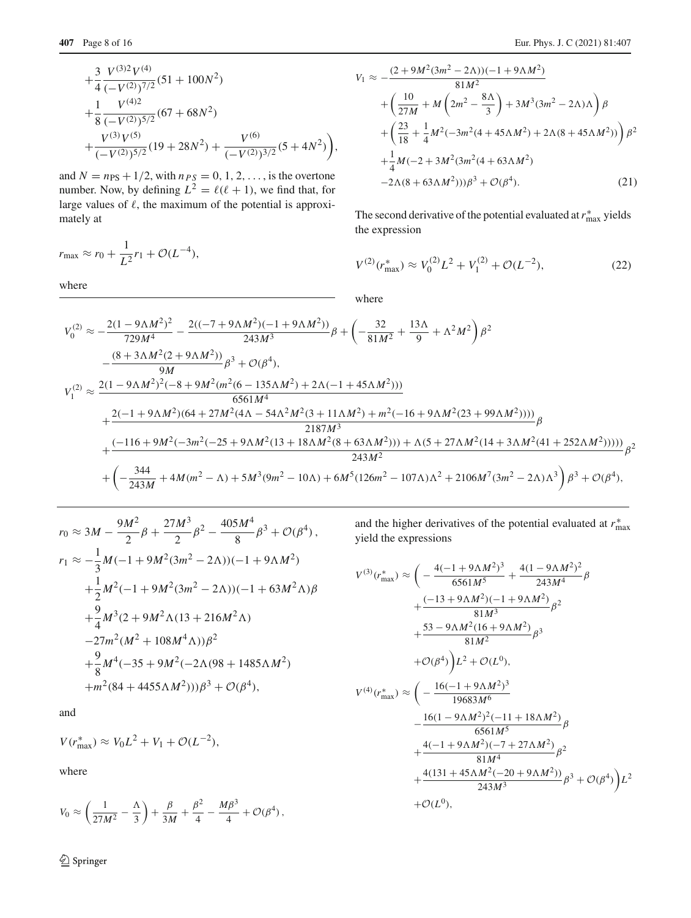$$
+\frac{3}{4}\frac{V^{(3)2}V^{(4)}}{(-V^{(2)})^{7/2}}(51+100N^2)
+\frac{1}{8}\frac{V^{(4)2}}{(-V^{(2)})^{5/2}}(67+68N^2)
+\frac{V^{(3)}V^{(5)}}{(-V^{(2)})^{5/2}}(19+28N^2)+\frac{V^{(6)}}{(-V^{(2)})^{3/2}}(5+4N^2)\bigg),
$$

and $N = n_{\rm PS} + 1/2$, with $n_{PS} = 0, 1, 2, \ldots$, is the overtone number. Now, by defining $L^2 = \ell(\ell+1)$, we find that, for large values of $\ell$, the maximum of the potential is approximately at

$$
r_{\rm max} \approx r_0 + \frac{1}{L^2} r_1 + \mathcal{O}(L^{-4}),
$$

where

$$
r_0 \approx 3M - \frac{9M^2}{2}\beta + \frac{27M^3}{2}\beta^2 - \frac{405M^4}{8}\beta^3 + \mathcal{O}(\beta^4),
$$

$$
\begin{aligned}
r_1 \approx & -\frac{1}{3}M(-1+9M^2(3m^2-2\Lambda))(-1+9\Lambda M^2) \\
& +\frac{1}{2}M^2(-1+9M^2(3m^2-2\Lambda))(-1+63M^2\Lambda)\beta \\
& +\frac{9}{4}M^3(2+9M^2\Lambda(13+216M^2\Lambda) \\
& -27m^2(M^2+108M^4\Lambda))\beta^2 \\
& +\frac{9}{8}M^4(-35+9M^2(-2\Lambda(98+1485\Lambda M^2) \\
& +m^2(84+4455\Lambda M^2)))\beta^3 + \mathcal{O}(\beta^4),
\end{aligned}
$$

and

$$
V(r^*_{\rm max}) \approx V_0 L^2 + V_1 + \mathcal{O}(L^{-2}),
$$

where

$$
V_0 \approx \left(\frac{1}{27M^2} - \frac{\Lambda}{3}\right) + \frac{\beta}{3M} + \frac{\beta^2}{4} - \frac{M\beta^3}{4} + \mathcal{O}(\beta^4),
$$

$$
\begin{aligned}
V_1 \approx & -\frac{(2+9M^2(3m^2-2\Lambda))(-1+9\Lambda M^2)}{81M^2} \\
& +\left(\frac{10}{27M} + M\left(2m^2 - \frac{8\Lambda}{3}\right) + 3M^3(3m^2-2\Lambda)\Lambda\right)\beta \\
& +\left(\frac{23}{18} + \frac{1}{4}M^2(-3m^2(4+45\Lambda M^2)+2\Lambda(8+45\Lambda M^2))\right)\beta^2 \\
& +\frac{1}{4}M(-2+3M^2(3m^2(4+63\Lambda M^2) \\
& -2\Lambda(8+63\Lambda M^2)))\beta^3 + \mathcal{O}(\beta^4). \qquad (21)
\end{aligned}
$$

The second derivative of the potential evaluated at $r^*_{\rm max}$ yields the expression

$$
V^{(2)}(r^*_{\rm max}) \approx V_0^{(2)} L^2 + V_1^{(2)} + \mathcal{O}(L^{-2}), \qquad (22)
$$

where

$$
\begin{aligned}
V_0^{(2)} \approx & -\frac{2(1-9\Lambda M^2)^2}{729M^4} - \frac{2((-7+9\Lambda M^2)(-1+9\Lambda M^2))}{243M^3}\beta + \left(-\frac{32}{81M^2} + \frac{13\Lambda}{9} + \Lambda^2 M^2\right)\beta^2 \\
& -\frac{(8+3\Lambda M^2(2+9\Lambda M^2))}{9M}\beta^3 + \mathcal{O}(\beta^4), \\
V_1^{(2)} \approx & \frac{2(1-9\Lambda M^2)^2(-8+9M^2(m^2(6-135\Lambda M^2)+2\Lambda(-1+45\Lambda M^2)))}{6561M^4} \\
& +\frac{2(-1+9\Lambda M^2)(64+27M^2(4\Lambda-54\Lambda^2M^2(3+11\Lambda M^2)+m^2(-16+9\Lambda M^2(23+99\Lambda M^2))))}{2187M^3}\beta \\
& +\frac{(-116+9M^2(-3m^2(-25+9\Lambda M^2(13+18\Lambda M^2(8+63\Lambda M^2)))+\Lambda(5+27\Lambda M^2(14+3\Lambda M^2(41+252\Lambda M^2)))))}{243M^2}\beta^2 \\
& +\left(-\frac{344}{243M} + 4M(m^2-\Lambda) + 5M^3(9m^2-10\Lambda) + 6M^5(126m^2-107\Lambda)\Lambda^2 + 2106M^7(3m^2-2\Lambda)\Lambda^3\right)\beta^3 + \mathcal{O}(\beta^4),
\end{aligned}
$$

and the higher derivatives of the potential evaluated at $r^*_{\rm max}$ yield the expressions

$$
\begin{aligned}
V^{(3)}(r^*_{\rm max}) \approx & \bigg(-\frac{4(-1+9\Lambda M^2)^3}{6561M^5} + \frac{4(1-9\Lambda M^2)^2}{243M^4}\beta \\
& +\frac{(-13+9\Lambda M^2)(-1+9\Lambda M^2)}{81M^3}\beta^2 \\
& +\frac{53-9\Lambda M^2(16+9\Lambda M^2)}{81M^2}\beta^3 \\
& +\mathcal{O}(\beta^4)\bigg)L^2 + \mathcal{O}(L^0), \\
V^{(4)}(r^*_{\rm max}) \approx & \bigg(-\frac{16(-1+9\Lambda M^2)^3}{19683M^6} \\
& -\frac{16(1-9\Lambda M^2)^2(-11+18\Lambda M^2)}{6561M^5}\beta \\
& +\frac{4(-1+9\Lambda M^2)(-7+27\Lambda M^2)}{81M^4}\beta^2 \\
& +\frac{4(131+45\Lambda M^2(-20+9\Lambda M^2))}{243M^3}\beta^3 + \mathcal{O}(\beta^4)\bigg)L^2 \\
& +\mathcal{O}(L^0),
\end{aligned}
$$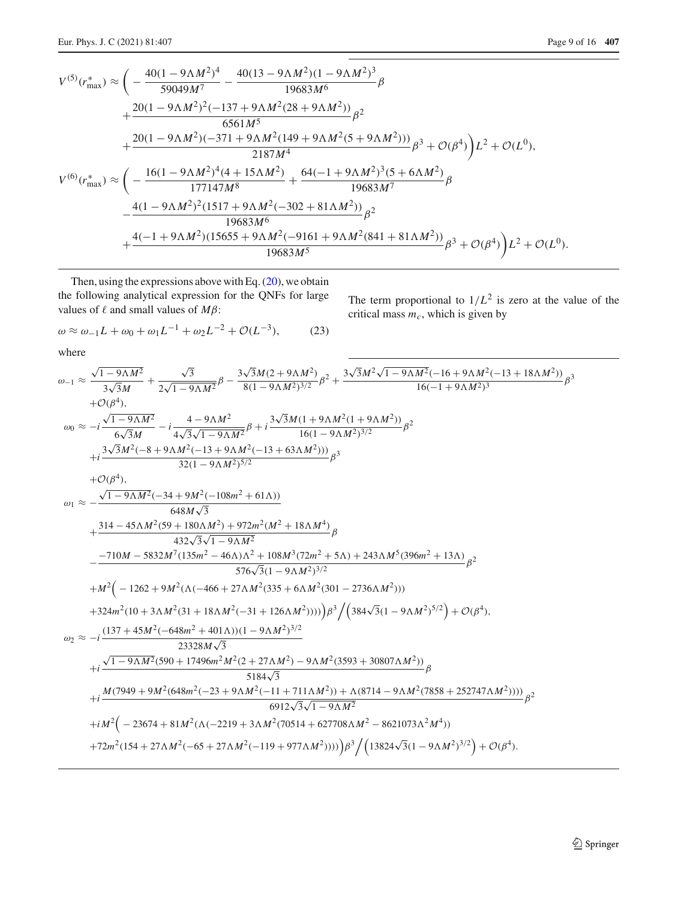$$
\begin{aligned}
V^{(5)}(r^*_{\max}) \approx \Bigg( & -\frac{40(1-9\Lambda M^2)^4}{59049M^7} - \frac{40(13-9\Lambda M^2)(1-9\Lambda M^2)^3}{19683M^6}\beta \\
& + \frac{20(1-9\Lambda M^2)^2(-137+9\Lambda M^2(28+9\Lambda M^2))}{6561M^5}\beta^2 \\
& + \frac{20(1-9\Lambda M^2)(-371+9\Lambda M^2(149+9\Lambda M^2(5+9\Lambda M^2)))}{2187M^4}\beta^3 + \mathcal{O}(\beta^4)\Bigg)L^2 + \mathcal{O}(L^0), \\
V^{(6)}(r^*_{\max}) \approx \Bigg( & -\frac{16(1-9\Lambda M^2)^4(4+15\Lambda M^2)}{177147M^8} + \frac{64(-1+9\Lambda M^2)^3(5+6\Lambda M^2)}{19683M^7}\beta \\
& - \frac{4(1-9\Lambda M^2)^2(1517+9\Lambda M^2(-302+81\Lambda M^2))}{19683M^6}\beta^2 \\
& + \frac{4(-1+9\Lambda M^2)(15655+9\Lambda M^2(-9161+9\Lambda M^2(841+81\Lambda M^2))}{19683M^5}\beta^3 + \mathcal{O}(\beta^4)\Bigg)L^2 + \mathcal{O}(L^0).
\end{aligned}
$$

Then, using the expressions above with Eq. (20), we obtain the following analytical expression for the QNFs for large values of $\ell$ and small values of $M\beta$:

$$
\omega \approx \omega_{-1}L + \omega_0 + \omega_1 L^{-1} + \omega_2 L^{-2} + \mathcal{O}(L^{-3}), \tag{23}
$$

where

$$
\begin{aligned}
\omega_{-1} \approx\ & \frac{\sqrt{1-9\Lambda M^2}}{3\sqrt{3}M} + \frac{\sqrt{3}}{2\sqrt{1-9\Lambda M^2}}\beta - \frac{3\sqrt{3}M(2+9\Lambda M^2)}{8(1-9\Lambda M^2)^{3/2}}\beta^2 + \frac{3\sqrt{3}M^2\sqrt{1-9\Lambda M^2}(-16+9\Lambda M^2(-13+18\Lambda M^2))}{16(-1+9\Lambda M^2)^3}\beta^3 \\
& + \mathcal{O}(\beta^4), \\
\omega_0 \approx\ & -i\frac{\sqrt{1-9\Lambda M^2}}{6\sqrt{3}M} - i\frac{4-9\Lambda M^2}{4\sqrt{3}\sqrt{1-9\Lambda M^2}}\beta + i\frac{3\sqrt{3}M(1+9\Lambda M^2(1+9\Lambda M^2))}{16(1-9\Lambda M^2)^{3/2}}\beta^2 \\
& + i\frac{3\sqrt{3}M^2(-8+9\Lambda M^2(-13+9\Lambda M^2(-13+63\Lambda M^2)))}{32(1-9\Lambda M^2)^{5/2}}\beta^3 \\
& + \mathcal{O}(\beta^4), \\
\omega_1 \approx\ & -\frac{\sqrt{1-9\Lambda M^2}(-34+9M^2(-108m^2+61\Lambda))}{648M\sqrt{3}} \\
& + \frac{314-45\Lambda M^2(59+180\Lambda M^2)+972m^2(M^2+18\Lambda M^4)}{432\sqrt{3}\sqrt{1-9\Lambda M^2}}\beta \\
& - \frac{-710M-5832M^7(135m^2-46\Lambda)\Lambda^2+108M^3(72m^2+5\Lambda)+243\Lambda M^5(396m^2+13\Lambda)}{576\sqrt{3}(1-9\Lambda M^2)^{3/2}}\beta^2 \\
& + M^2\Big(-1262+9M^2(\Lambda(-466+27\Lambda M^2(335+6\Lambda M^2(301-2736\Lambda M^2))) \\
& + 324m^2(10+3\Lambda M^2(31+18\Lambda M^2(-31+126\Lambda M^2))))\Big)\beta^3 \Big/ \Big(384\sqrt{3}(1-9\Lambda M^2)^{5/2}\Big) + \mathcal{O}(\beta^4), \\
\omega_2 \approx\ & -i\frac{(137+45M^2(-648m^2+401\Lambda))(1-9\Lambda M^2)^{3/2}}{23328M\sqrt{3}} \\
& + i\frac{\sqrt{1-9\Lambda M^2}(590+17496m^2M^2(2+27\Lambda M^2)-9\Lambda M^2(3593+30807\Lambda M^2))}{5184\sqrt{3}}\beta \\
& + i\frac{M(7949+9M^2(648m^2(-23+9\Lambda M^2(-11+711\Lambda M^2))+\Lambda(8714-9\Lambda M^2(7858+252747\Lambda M^2))))}{6912\sqrt{3}\sqrt{1-9\Lambda M^2}}\beta^2 \\
& + iM^2\Big(-23674+81M^2(\Lambda(-2219+3\Lambda M^2(70514+627708\Lambda M^2-8621073\Lambda^2M^4)) \\
& + 72m^2(154+27\Lambda M^2(-65+27\Lambda M^2(-119+977\Lambda M^2))))\Big)\beta^3 \Big/ \Big(13824\sqrt{3}(1-9\Lambda M^2)^{3/2}\Big) + \mathcal{O}(\beta^4).
\end{aligned}
$$

The term proportional to $1/L^2$ is zero at the value of the critical mass $m_c$, which is given by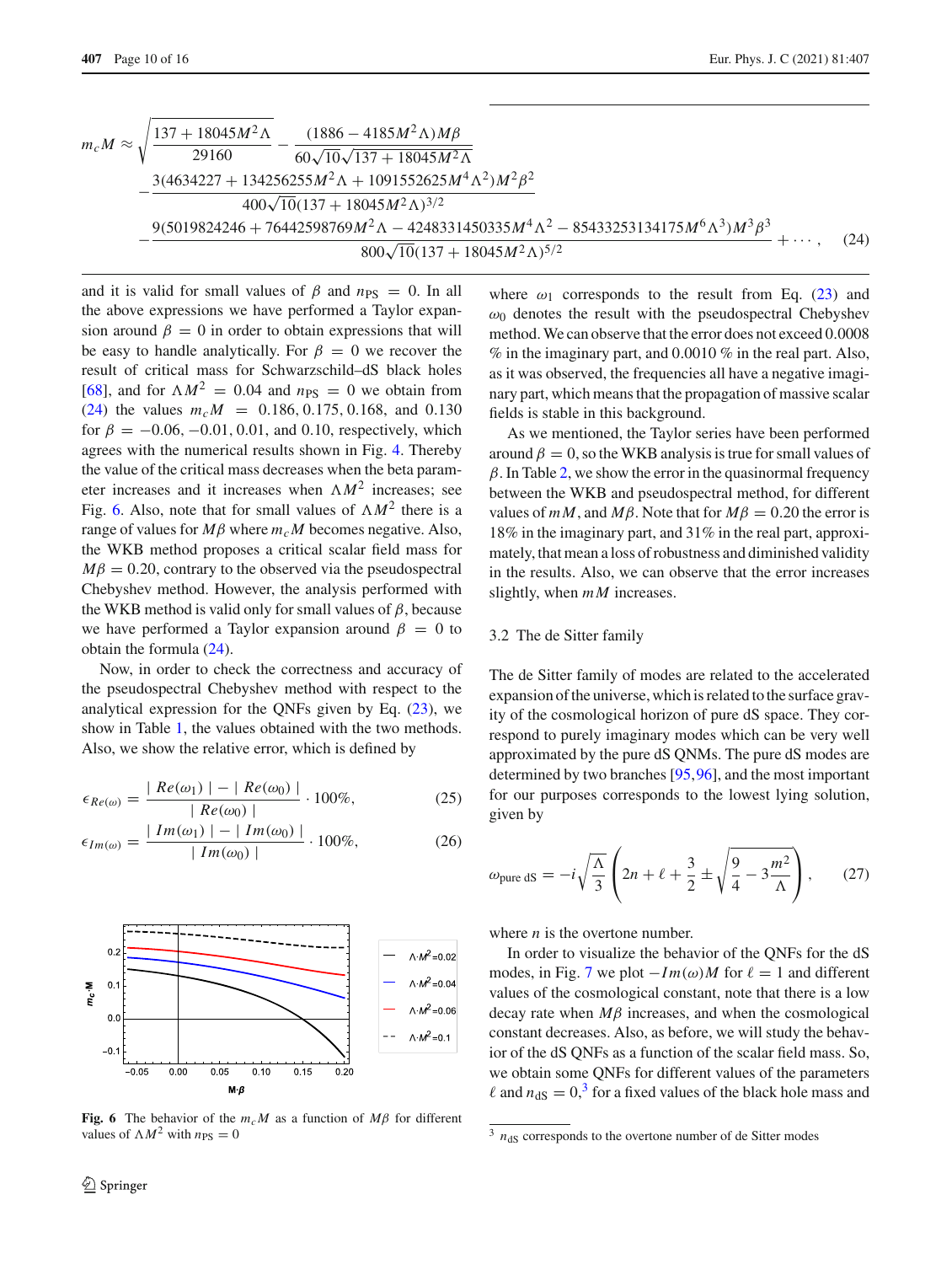$$
\begin{aligned}
m_c M \approx & \sqrt{\frac{137+18045M^2\Lambda}{29160}} - \frac{(1886-4185M^2\Lambda)M\beta}{60\sqrt{10}\sqrt{137+18045M^2\Lambda}} \\
& - \frac{3(4634227+134256255M^2\Lambda+1091552625M^4\Lambda^2)M^2\beta^2}{400\sqrt{10}(137+18045M^2\Lambda)^{3/2}} \\
& - \frac{9(5019824246+76442598769M^2\Lambda-4248331450335M^4\Lambda^2-85433253134175M^6\Lambda^3)M^3\beta^3}{800\sqrt{10}(137+18045M^2\Lambda)^{5/2}} + \cdots, \qquad (24)
\end{aligned}
$$

and it is valid for small values of $\beta$ and $n_{PS} = 0$. In all the above expressions we have performed a Taylor expansion around $\beta = 0$ in order to obtain expressions that will be easy to handle analytically. For $\beta = 0$ we recover the result of critical mass for Schwarzschild–dS black holes [68], and for $\Lambda M^2 = 0.04$ and $n_{PS} = 0$ we obtain from (24) the values $m_c M = 0.186, 0.175, 0.168$, and $0.130$ for $\beta = -0.06, -0.01, 0.01$, and $0.10$, respectively, which agrees with the numerical results shown in Fig. 4. Thereby the value of the critical mass decreases when the beta parameter increases and it increases when $\Lambda M^2$ increases; see Fig. 6. Also, note that for small values of $\Lambda M^2$ there is a range of values for $M\beta$ where $m_c M$ becomes negative. Also, the WKB method proposes a critical scalar field mass for $M\beta = 0.20$, contrary to the observed via the pseudospectral Chebyshev method. However, the analysis performed with the WKB method is valid only for small values of $\beta$, because we have performed a Taylor expansion around $\beta = 0$ to obtain the formula (24).

Now, in order to check the correctness and accuracy of the pseudospectral Chebyshev method with respect to the analytical expression for the QNFs given by Eq. (23), we show in Table 1, the values obtained with the two methods. Also, we show the relative error, which is defined by

$$
\epsilon_{Re(\omega)} = \frac{|Re(\omega_1)| - |Re(\omega_0)|}{|Re(\omega_0)|} \cdot 100\%, \qquad (25)
$$

$$
\epsilon_{Im(\omega)} = \frac{|Im(\omega_1)| - |Im(\omega_0)|}{|Im(\omega_0)|} \cdot 100\%, \qquad (26)
$$

**Fig. 6** The behavior of the $m_c M$ as a function of $M\beta$ for different values of $\Lambda M^2$ with $n_{PS} = 0$

where $\omega_1$ corresponds to the result from Eq. (23) and $\omega_0$ denotes the result with the pseudospectral Chebyshev method. We can observe that the error does not exceed 0.0008 % in the imaginary part, and 0.0010 % in the real part. Also, as it was observed, the frequencies all have a negative imaginary part, which means that the propagation of massive scalar fields is stable in this background.

As we mentioned, the Taylor series have been performed around $\beta = 0$, so the WKB analysis is true for small values of $\beta$. In Table 2, we show the error in the quasinormal frequency between the WKB and pseudospectral method, for different values of $mM$, and $M\beta$. Note that for $M\beta = 0.20$ the error is 18% in the imaginary part, and 31% in the real part, approximately, that mean a loss of robustness and diminished validity in the results. Also, we can observe that the error increases slightly, when $mM$ increases.

### 3.2 The de Sitter family

The de Sitter family of modes are related to the accelerated expansion of the universe, which is related to the surface gravity of the cosmological horizon of pure dS space. They correspond to purely imaginary modes which can be very well approximated by the pure dS QNMs. The pure dS modes are determined by two branches [95,96], and the most important for our purposes corresponds to the lowest lying solution, given by

$$
\omega_{\text{pure dS}} = -i\sqrt{\frac{\Lambda}{3}}\left(2n + \ell + \frac{3}{2} \pm \sqrt{\frac{9}{4} - 3\frac{m^2}{\Lambda}}\right), \qquad (27)
$$

where $n$ is the overtone number.

In order to visualize the behavior of the QNFs for the dS modes, in Fig. 7 we plot $-Im(\omega)M$ for $\ell = 1$ and different values of the cosmological constant, note that there is a low decay rate when $M\beta$ increases, and when the cosmological constant decreases. Also, as before, we will study the behavior of the dS QNFs as a function of the scalar field mass. So, we obtain some QNFs for different values of the parameters $\ell$ and $n_{dS} = 0$,[3] for a fixed values of the black hole mass and

[3] $n_{dS}$ corresponds to the overtone number of de Sitter modes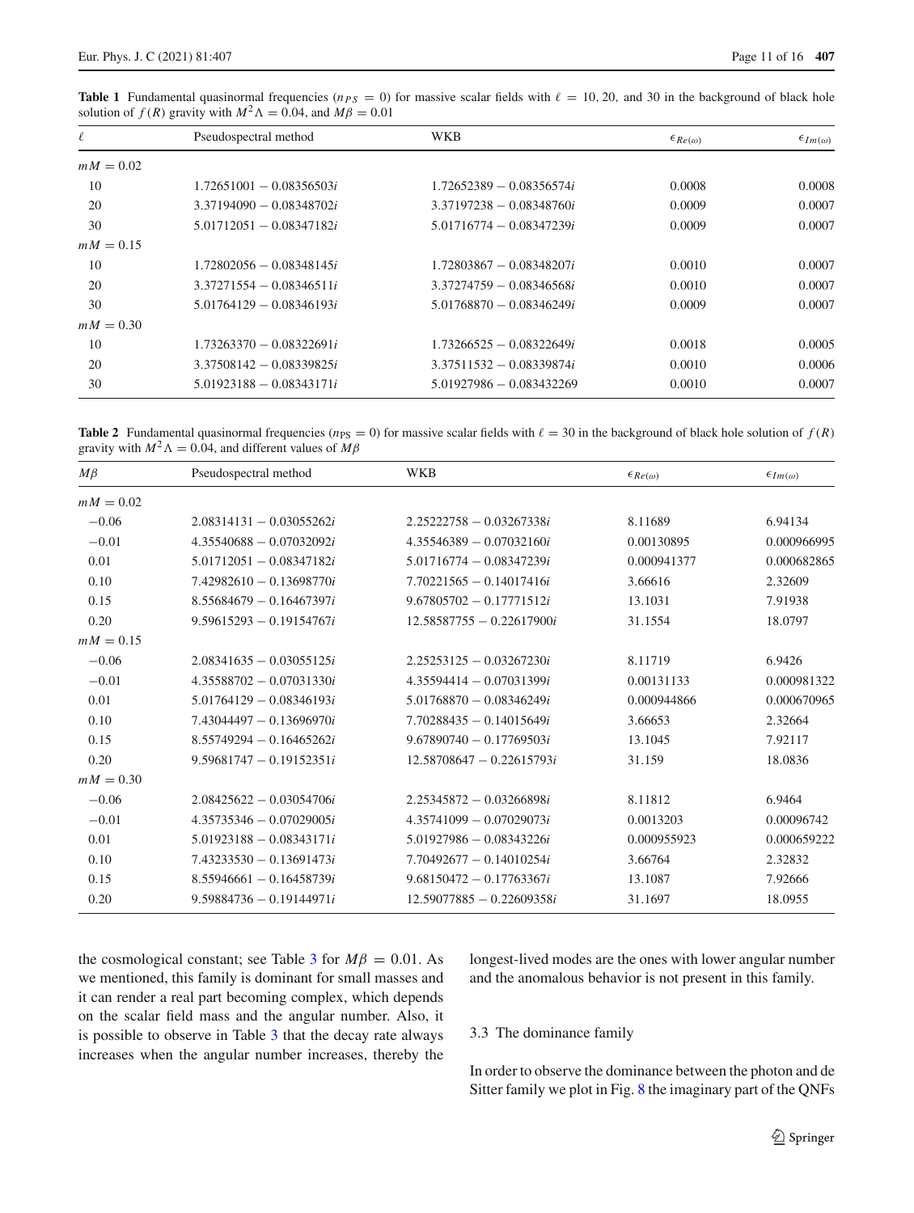**Table 1** Fundamental quasinormal frequencies ($n_{PS} = 0$) for massive scalar fields with $\ell = 10$, 20, and 30 in the background of black hole solution of $f(R)$ gravity with $M^2\Lambda = 0.04$, and $M\beta = 0.01$

| $\ell$ | Pseudospectral method | WKB | $\epsilon_{Re(\omega)}$ | $\epsilon_{Im(\omega)}$ |
|---|---|---|---|---|
| $mM = 0.02$ | | | | |
| 10 | $1.72651001 - 0.08356503i$ | $1.72652389 - 0.08356574i$ | 0.0008 | 0.0008 |
| 20 | $3.37194090 - 0.08348702i$ | $3.37197238 - 0.08348760i$ | 0.0009 | 0.0007 |
| 30 | $5.01712051 - 0.08347182i$ | $5.01716774 - 0.08347239i$ | 0.0009 | 0.0007 |
| $mM = 0.15$ | | | | |
| 10 | $1.72802056 - 0.08348145i$ | $1.72803867 - 0.08348207i$ | 0.0010 | 0.0007 |
| 20 | $3.37271554 - 0.08346511i$ | $3.37274759 - 0.08346568i$ | 0.0010 | 0.0007 |
| 30 | $5.01764129 - 0.08346193i$ | $5.01768870 - 0.08346249i$ | 0.0009 | 0.0007 |
| $mM = 0.30$ | | | | |
| 10 | $1.73263370 - 0.08322691i$ | $1.73266525 - 0.08322649i$ | 0.0018 | 0.0005 |
| 20 | $3.37508142 - 0.08339825i$ | $3.37511532 - 0.08339874i$ | 0.0010 | 0.0006 |
| 30 | $5.01923188 - 0.08343171i$ | $5.01927986 - 0.083432269$ | 0.0010 | 0.0007 |

**Table 2** Fundamental quasinormal frequencies ($n_{PS} = 0$) for massive scalar fields with $\ell = 30$ in the background of black hole solution of $f(R)$ gravity with $M^2\Lambda = 0.04$, and different values of $M\beta$

| $M\beta$ | Pseudospectral method | WKB | $\epsilon_{Re(\omega)}$ | $\epsilon_{Im(\omega)}$ |
|---|---|---|---|---|
| $mM = 0.02$ | | | | |
| −0.06 | $2.08314131 - 0.03055262i$ | $2.25222758 - 0.03267338i$ | 8.11689 | 6.94134 |
| −0.01 | $4.35540688 - 0.07032092i$ | $4.35546389 - 0.07032160i$ | 0.00130895 | 0.000966995 |
| 0.01 | $5.01712051 - 0.08347182i$ | $5.01716774 - 0.08347239i$ | 0.000941377 | 0.000682865 |
| 0.10 | $7.42982610 - 0.13698770i$ | $7.70221565 - 0.14017416i$ | 3.66616 | 2.32609 |
| 0.15 | $8.55684679 - 0.16467397i$ | $9.67805702 - 0.17771512i$ | 13.1031 | 7.91938 |
| 0.20 | $9.59615293 - 0.19154767i$ | $12.58587755 - 0.22617900i$ | 31.1554 | 18.0797 |
| $mM = 0.15$ | | | | |
| −0.06 | $2.08341635 - 0.03055125i$ | $2.25253125 - 0.03267230i$ | 8.11719 | 6.9426 |
| −0.01 | $4.35588702 - 0.07031330i$ | $4.35594414 - 0.07031399i$ | 0.00131133 | 0.000981322 |
| 0.01 | $5.01764129 - 0.08346193i$ | $5.01768870 - 0.08346249i$ | 0.000944866 | 0.000670965 |
| 0.10 | $7.43044497 - 0.13696970i$ | $7.70288435 - 0.14015649i$ | 3.66653 | 2.32664 |
| 0.15 | $8.55749294 - 0.16465262i$ | $9.67890740 - 0.17769503i$ | 13.1045 | 7.92117 |
| 0.20 | $9.59681747 - 0.19152351i$ | $12.58708647 - 0.22615793i$ | 31.159 | 18.0836 |
| $mM = 0.30$ | | | | |
| −0.06 | $2.08425622 - 0.03054706i$ | $2.25345872 - 0.03266898i$ | 8.11812 | 6.9464 |
| −0.01 | $4.35735346 - 0.07029005i$ | $4.35741099 - 0.07029073i$ | 0.0013203 | 0.00096742 |
| 0.01 | $5.01923188 - 0.08343171i$ | $5.01927986 - 0.08343226i$ | 0.000955923 | 0.000659222 |
| 0.10 | $7.43233530 - 0.13691473i$ | $7.70492677 - 0.14010254i$ | 3.66764 | 2.32832 |
| 0.15 | $8.55946661 - 0.16458739i$ | $9.68150472 - 0.17763367i$ | 13.1087 | 7.92666 |
| 0.20 | $9.59884736 - 0.19144971i$ | $12.59077885 - 0.22609358i$ | 31.1697 | 18.0955 |

the cosmological constant; see Table 3 for $M\beta = 0.01$. As we mentioned, this family is dominant for small masses and it can render a real part becoming complex, which depends on the scalar field mass and the angular number. Also, it is possible to observe in Table 3 that the decay rate always increases when the angular number increases, thereby the longest-lived modes are the ones with lower angular number and the anomalous behavior is not present in this family.

### 3.3 The dominance family

In order to observe the dominance between the photon and de Sitter family we plot in Fig. 8 the imaginary part of the QNFs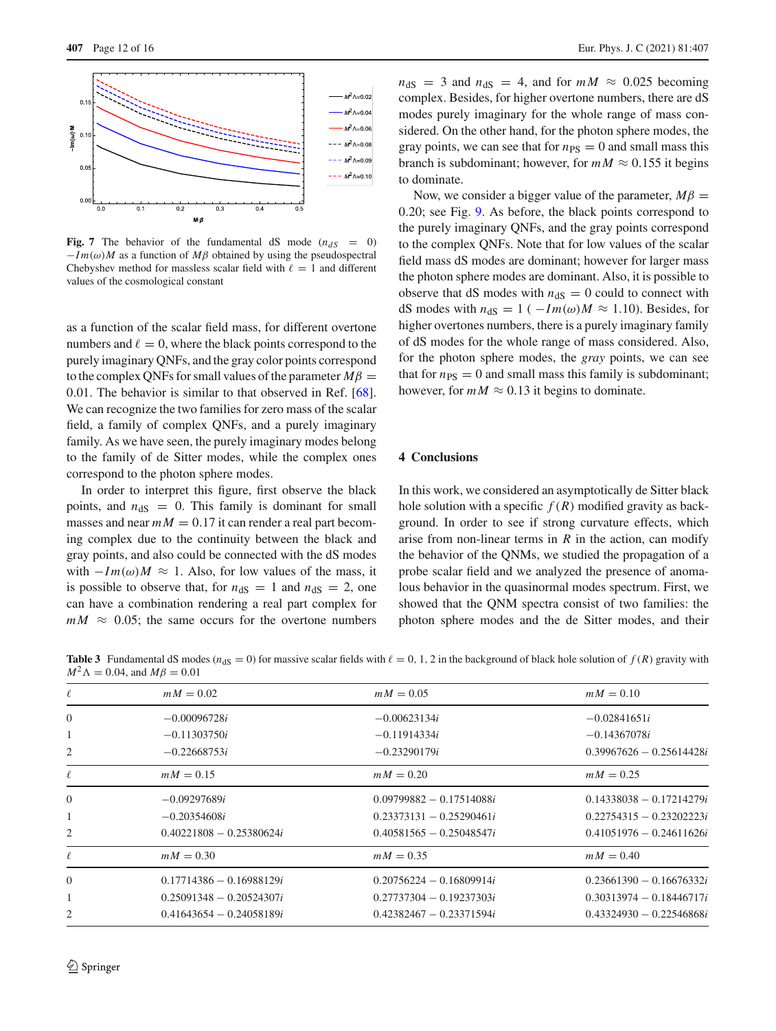Fig. 7 The behavior of the fundamental dS mode ($n_{dS} = 0$) $-Im(\omega)M$ as a function of $M\beta$ obtained by using the pseudospectral Chebyshev method for massless scalar field with $\ell = 1$ and different values of the cosmological constant

as a function of the scalar field mass, for different overtone numbers and $\ell = 0$, where the black points correspond to the purely imaginary QNFs, and the gray color points correspond to the complex QNFs for small values of the parameter $M\beta = 0.01$. The behavior is similar to that observed in Ref. [68]. We can recognize the two families for zero mass of the scalar field, a family of complex QNFs, and a purely imaginary family. As we have seen, the purely imaginary modes belong to the family of de Sitter modes, while the complex ones correspond to the photon sphere modes.

In order to interpret this figure, first observe the black points, and $n_{\rm dS} = 0$. This family is dominant for small masses and near $mM = 0.17$ it can render a real part becoming complex due to the continuity between the black and gray points, and also could be connected with the dS modes with $-Im(\omega)M \approx 1$. Also, for low values of the mass, it is possible to observe that, for $n_{\rm dS} = 1$ and $n_{\rm dS} = 2$, one can have a combination rendering a real part complex for $mM \approx 0.05$; the same occurs for the overtone numbers $n_{\rm dS} = 3$ and $n_{\rm dS} = 4$, and for $mM \approx 0.025$ becoming complex. Besides, for higher overtone numbers, there are dS modes purely imaginary for the whole range of mass considered. On the other hand, for the photon sphere modes, the gray points, we can see that for $n_{\rm PS} = 0$ and small mass this branch is subdominant; however, for $mM \approx 0.155$ it begins to dominate.

Now, we consider a bigger value of the parameter, $M\beta = 0.20$; see Fig. 9. As before, the black points correspond to the purely imaginary QNFs, and the gray points correspond to the complex QNFs. Note that for low values of the scalar field mass dS modes are dominant; however for larger mass the photon sphere modes are dominant. Also, it is possible to observe that dS modes with $n_{\rm dS} = 0$ could to connect with dS modes with $n_{\rm dS} = 1$ ( $-Im(\omega)M \approx 1.10$). Besides, for higher overtones numbers, there is a purely imaginary family of dS modes for the whole range of mass considered. Also, for the photon sphere modes, the *gray* points, we can see that for $n_{\rm PS} = 0$ and small mass this family is subdominant; however, for $mM \approx 0.13$ it begins to dominate.

## 4 Conclusions

In this work, we considered an asymptotically de Sitter black hole solution with a specific $f(R)$ modified gravity as background. In order to see if strong curvature effects, which arise from non-linear terms in $R$ in the action, can modify the behavior of the QNMs, we studied the propagation of a probe scalar field and we analyzed the presence of anomalous behavior in the quasinormal modes spectrum. First, we showed that the QNM spectra consist of two families: the photon sphere modes and the de Sitter modes, and their

**Table 3** Fundamental dS modes ($n_{\rm dS} = 0$) for massive scalar fields with $\ell = 0, 1, 2$ in the background of black hole solution of $f(R)$ gravity with $M^2\Lambda = 0.04$, and $M\beta = 0.01$

| $\ell$ | $mM = 0.02$ | $mM = 0.05$ | $mM = 0.10$ |
|---|---|---|---|
| 0 | $-0.00096728i$ | $-0.00623134i$ | $-0.02841651i$ |
| 1 | $-0.11303750i$ | $-0.11914334i$ | $-0.14367078i$ |
| 2 | $-0.22668753i$ | $-0.23290179i$ | $0.39967626 - 0.25614428i$ |
| $\ell$ | $mM = 0.15$ | $mM = 0.20$ | $mM = 0.25$ |
| 0 | $-0.09297689i$ | $0.09799882 - 0.17514088i$ | $0.14338038 - 0.17214279i$ |
| 1 | $-0.20354608i$ | $0.23373131 - 0.25290461i$ | $0.22754315 - 0.23202223i$ |
| 2 | $0.40221808 - 0.25380624i$ | $0.40581565 - 0.25048547i$ | $0.41051976 - 0.24611626i$ |
| $\ell$ | $mM = 0.30$ | $mM = 0.35$ | $mM = 0.40$ |
| 0 | $0.17714386 - 0.16988129i$ | $0.20756224 - 0.16809914i$ | $0.23661390 - 0.16676332i$ |
| 1 | $0.25091348 - 0.20524307i$ | $0.27737304 - 0.19237303i$ | $0.30313974 - 0.18446717i$ |
| 2 | $0.41643654 - 0.24058189i$ | $0.42382467 - 0.23371594i$ | $0.43324930 - 0.22546868i$ |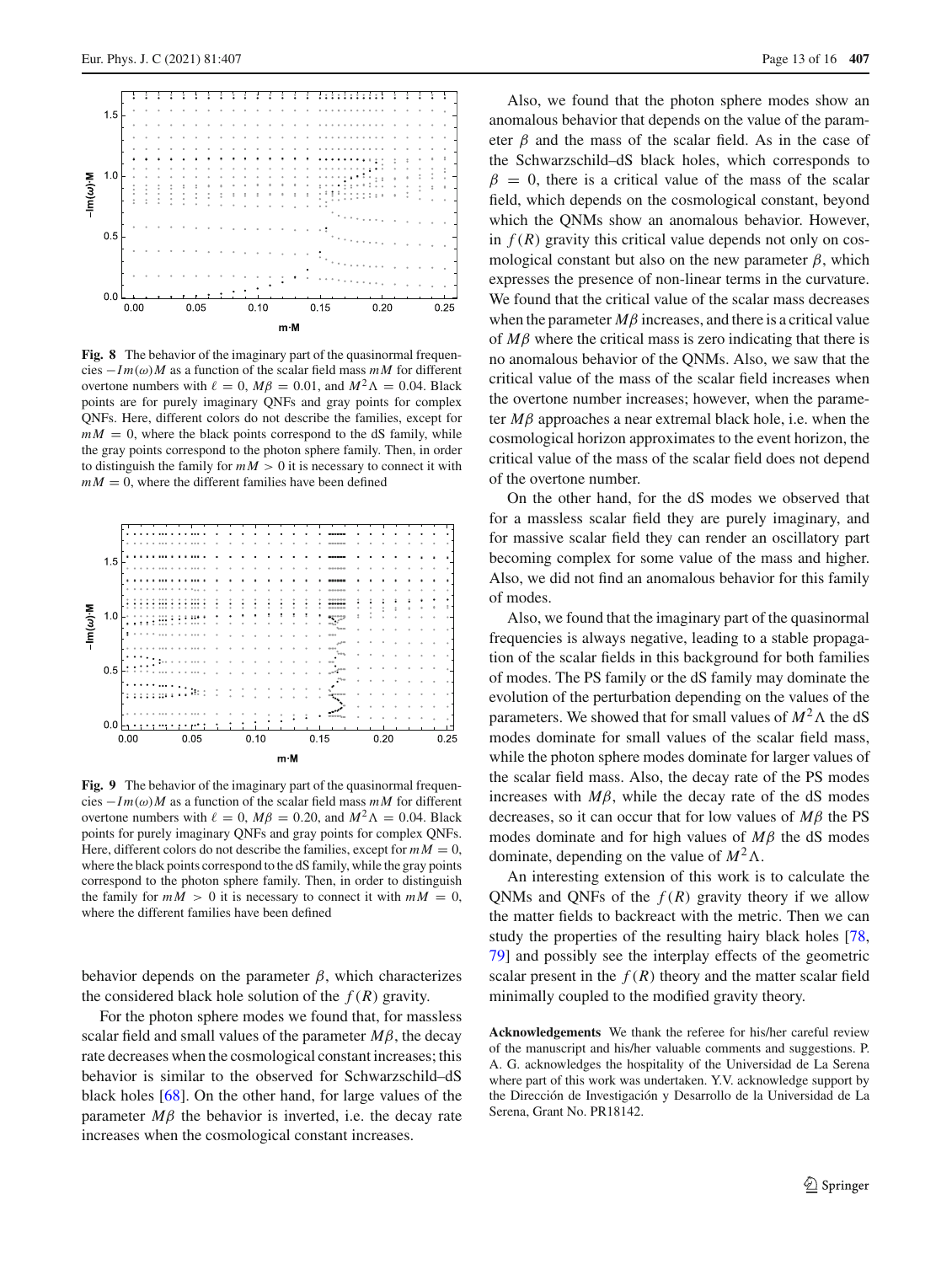Fig. 8 The behavior of the imaginary part of the quasinormal frequencies $-Im(\omega)M$ as a function of the scalar field mass $mM$ for different overtone numbers with $\ell = 0$, $M\beta = 0.01$, and $M^2\Lambda = 0.04$. Black points are for purely imaginary QNFs and gray points for complex QNFs. Here, different colors do not describe the families, except for $mM = 0$, where the black points correspond to the dS family, while the gray points correspond to the photon sphere family. Then, in order to distinguish the family for $mM > 0$ it is necessary to connect it with $mM = 0$, where the different families have been defined

Fig. 9 The behavior of the imaginary part of the quasinormal frequencies $-Im(\omega)M$ as a function of the scalar field mass $mM$ for different overtone numbers with $\ell = 0$, $M\beta = 0.20$, and $M^2\Lambda = 0.04$. Black points for purely imaginary QNFs and gray points for complex QNFs. Here, different colors do not describe the families, except for $mM = 0$, where the black points correspond to the dS family, while the gray points correspond to the photon sphere family. Then, in order to distinguish the family for $mM > 0$ it is necessary to connect it with $mM = 0$, where the different families have been defined

behavior depends on the parameter $\beta$, which characterizes the considered black hole solution of the $f(R)$ gravity.

For the photon sphere modes we found that, for massless scalar field and small values of the parameter $M\beta$, the decay rate decreases when the cosmological constant increases; this behavior is similar to the observed for Schwarzschild–dS black holes [68]. On the other hand, for large values of the parameter $M\beta$ the behavior is inverted, i.e. the decay rate increases when the cosmological constant increases.

Also, we found that the photon sphere modes show an anomalous behavior that depends on the value of the parameter $\beta$ and the mass of the scalar field. As in the case of the Schwarzschild–dS black holes, which corresponds to $\beta = 0$, there is a critical value of the mass of the scalar field, which depends on the cosmological constant, beyond which the QNMs show an anomalous behavior. However, in $f(R)$ gravity this critical value depends not only on cosmological constant but also on the new parameter $\beta$, which expresses the presence of non-linear terms in the curvature. We found that the critical value of the scalar mass decreases when the parameter $M\beta$ increases, and there is a critical value of $M\beta$ where the critical mass is zero indicating that there is no anomalous behavior of the QNMs. Also, we saw that the critical value of the mass of the scalar field increases when the overtone number increases; however, when the parameter $M\beta$ approaches a near extremal black hole, i.e. when the cosmological horizon approximates to the event horizon, the critical value of the mass of the scalar field does not depend of the overtone number.

On the other hand, for the dS modes we observed that for a massless scalar field they are purely imaginary, and for massive scalar field they can render an oscillatory part becoming complex for some value of the mass and higher. Also, we did not find an anomalous behavior for this family of modes.

Also, we found that the imaginary part of the quasinormal frequencies is always negative, leading to a stable propagation of the scalar fields in this background for both families of modes. The PS family or the dS family may dominate the evolution of the perturbation depending on the values of the parameters. We showed that for small values of $M^2\Lambda$ the dS modes dominate for small values of the scalar field mass, while the photon sphere modes dominate for larger values of the scalar field mass. Also, the decay rate of the PS modes increases with $M\beta$, while the decay rate of the dS modes decreases, so it can occur that for low values of $M\beta$ the PS modes dominate and for high values of $M\beta$ the dS modes dominate, depending on the value of $M^2\Lambda$.

An interesting extension of this work is to calculate the QNMs and QNFs of the $f(R)$ gravity theory if we allow the matter fields to backreact with the metric. Then we can study the properties of the resulting hairy black holes [78, 79] and possibly see the interplay effects of the geometric scalar present in the $f(R)$ theory and the matter scalar field minimally coupled to the modified gravity theory.

**Acknowledgements** We thank the referee for his/her careful review of the manuscript and his/her valuable comments and suggestions. P. A. G. acknowledges the hospitality of the Universidad de La Serena where part of this work was undertaken. Y.V. acknowledge support by the Dirección de Investigación y Desarrollo de la Universidad de La Serena, Grant No. PR18142.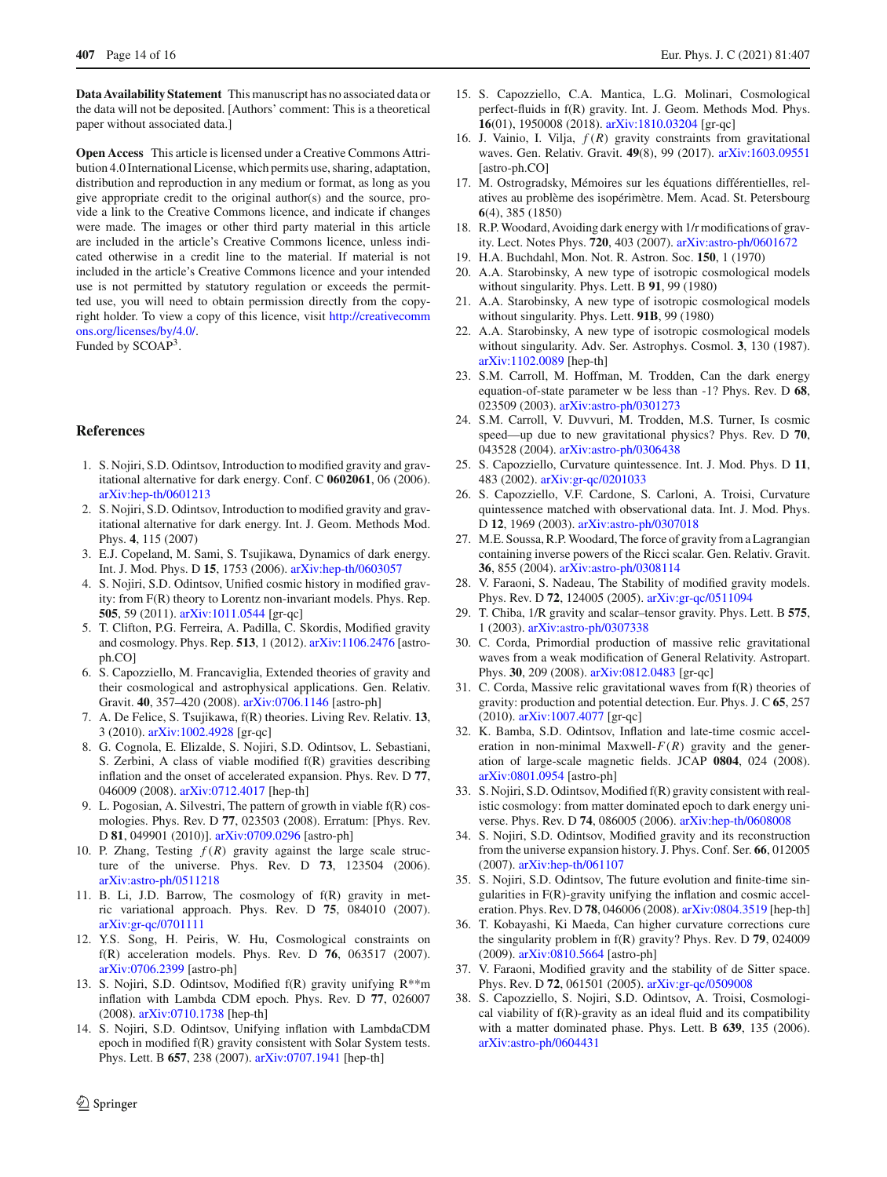**Data Availability Statement** This manuscript has no associated data or the data will not be deposited. [Authors' comment: This is a theoretical paper without associated data.]

**Open Access** This article is licensed under a Creative Commons Attribution 4.0 International License, which permits use, sharing, adaptation, distribution and reproduction in any medium or format, as long as you give appropriate credit to the original author(s) and the source, provide a link to the Creative Commons licence, and indicate if changes were made. The images or other third party material in this article are included in the article's Creative Commons licence, unless indicated otherwise in a credit line to the material. If material is not included in the article's Creative Commons licence and your intended use is not permitted by statutory regulation or exceeds the permitted use, you will need to obtain permission directly from the copyright holder. To view a copy of this licence, visit http://creativecommons.org/licenses/by/4.0/.
Funded by SCOAP[3].

## References

1. S. Nojiri, S.D. Odintsov, Introduction to modified gravity and gravitational alternative for dark energy. Conf. C **0602061**, 06 (2006). arXiv:hep-th/0601213
2. S. Nojiri, S.D. Odintsov, Introduction to modified gravity and gravitational alternative for dark energy. Int. J. Geom. Methods Mod. Phys. **4**, 115 (2007)
3. E.J. Copeland, M. Sami, S. Tsujikawa, Dynamics of dark energy. Int. J. Mod. Phys. D **15**, 1753 (2006). arXiv:hep-th/0603057
4. S. Nojiri, S.D. Odintsov, Unified cosmic history in modified gravity: from F(R) theory to Lorentz non-invariant models. Phys. Rep. **505**, 59 (2011). arXiv:1011.0544 [gr-qc]
5. T. Clifton, P.G. Ferreira, A. Padilla, C. Skordis, Modified gravity and cosmology. Phys. Rep. **513**, 1 (2012). arXiv:1106.2476 [astro-ph.CO]
6. S. Capozziello, M. Francaviglia, Extended theories of gravity and their cosmological and astrophysical applications. Gen. Relativ. Gravit. **40**, 357–420 (2008). arXiv:0706.1146 [astro-ph]
7. A. De Felice, S. Tsujikawa, f(R) theories. Living Rev. Relativ. **13**, 3 (2010). arXiv:1002.4928 [gr-qc]
8. G. Cognola, E. Elizalde, S. Nojiri, S.D. Odintsov, L. Sebastiani, S. Zerbini, A class of viable modified f(R) gravities describing inflation and the onset of accelerated expansion. Phys. Rev. D **77**, 046009 (2008). arXiv:0712.4017 [hep-th]
9. L. Pogosian, A. Silvestri, The pattern of growth in viable f(R) cosmologies. Phys. Rev. D **77**, 023503 (2008). Erratum: [Phys. Rev. D **81**, 049901 (2010)]. arXiv:0709.0296 [astro-ph]
10. P. Zhang, Testing $f(R)$ gravity against the large scale structure of the universe. Phys. Rev. D **73**, 123504 (2006). arXiv:astro-ph/0511218
11. B. Li, J.D. Barrow, The cosmology of f(R) gravity in metric variational approach. Phys. Rev. D **75**, 084010 (2007). arXiv:gr-qc/0701111
12. Y.S. Song, H. Peiris, W. Hu, Cosmological constraints on f(R) acceleration models. Phys. Rev. D **76**, 063517 (2007). arXiv:0706.2399 [astro-ph]
13. S. Nojiri, S.D. Odintsov, Modified f(R) gravity unifying R**m inflation with Lambda CDM epoch. Phys. Rev. D **77**, 026007 (2008). arXiv:0710.1738 [hep-th]
14. S. Nojiri, S.D. Odintsov, Unifying inflation with LambdaCDM epoch in modified f(R) gravity consistent with Solar System tests. Phys. Lett. B **657**, 238 (2007). arXiv:0707.1941 [hep-th]
15. S. Capozziello, C.A. Mantica, L.G. Molinari, Cosmological perfect-fluids in f(R) gravity. Int. J. Geom. Methods Mod. Phys. **16**(01), 1950008 (2018). arXiv:1810.03204 [gr-qc]
16. J. Vainio, I. Vilja, $f(R)$ gravity constraints from gravitational waves. Gen. Relativ. Gravit. **49**(8), 99 (2017). arXiv:1603.09551 [astro-ph.CO]
17. M. Ostrogradsky, Mémoires sur les équations différentielles, relatives au problème des isopérimètre. Mem. Acad. St. Petersbourg **6**(4), 385 (1850)
18. R.P. Woodard, Avoiding dark energy with 1/r modifications of gravity. Lect. Notes Phys. **720**, 403 (2007). arXiv:astro-ph/0601672
19. H.A. Buchdahl, Mon. Not. R. Astron. Soc. **150**, 1 (1970)
20. A.A. Starobinsky, A new type of isotropic cosmological models without singularity. Phys. Lett. B **91**, 99 (1980)
21. A.A. Starobinsky, A new type of isotropic cosmological models without singularity. Phys. Lett. **91B**, 99 (1980)
22. A.A. Starobinsky, A new type of isotropic cosmological models without singularity. Adv. Ser. Astrophys. Cosmol. **3**, 130 (1987). arXiv:1102.0089 [hep-th]
23. S.M. Carroll, M. Hoffman, M. Trodden, Can the dark energy equation-of-state parameter w be less than -1? Phys. Rev. D **68**, 023509 (2003). arXiv:astro-ph/0301273
24. S.M. Carroll, V. Duvvuri, M. Trodden, M.S. Turner, Is cosmic speed—up due to new gravitational physics? Phys. Rev. D **70**, 043528 (2004). arXiv:astro-ph/0306438
25. S. Capozziello, Curvature quintessence. Int. J. Mod. Phys. D **11**, 483 (2002). arXiv:gr-qc/0201033
26. S. Capozziello, V.F. Cardone, S. Carloni, A. Troisi, Curvature quintessence matched with observational data. Int. J. Mod. Phys. D **12**, 1969 (2003). arXiv:astro-ph/0307018
27. M.E. Soussa, R.P. Woodard, The force of gravity from a Lagrangian containing inverse powers of the Ricci scalar. Gen. Relativ. Gravit. **36**, 855 (2004). arXiv:astro-ph/0308114
28. V. Faraoni, S. Nadeau, The Stability of modified gravity models. Phys. Rev. D **72**, 124005 (2005). arXiv:gr-qc/0511094
29. T. Chiba, 1/R gravity and scalar–tensor gravity. Phys. Lett. B **575**, 1 (2003). arXiv:astro-ph/0307338
30. C. Corda, Primordial production of massive relic gravitational waves from a weak modification of General Relativity. Astropart. Phys. **30**, 209 (2008). arXiv:0812.0483 [gr-qc]
31. C. Corda, Massive relic gravitational waves from f(R) theories of gravity: production and potential detection. Eur. Phys. J. C **65**, 257 (2010). arXiv:1007.4077 [gr-qc]
32. K. Bamba, S.D. Odintsov, Inflation and late-time cosmic acceleration in non-minimal Maxwell-$F(R)$ gravity and the generation of large-scale magnetic fields. JCAP **0804**, 024 (2008). arXiv:0801.0954 [astro-ph]
33. S. Nojiri, S.D. Odintsov, Modified f(R) gravity consistent with realistic cosmology: from matter dominated epoch to dark energy universe. Phys. Rev. D **74**, 086005 (2006). arXiv:hep-th/0608008
34. S. Nojiri, S.D. Odintsov, Modified gravity and its reconstruction from the universe expansion history. J. Phys. Conf. Ser. **66**, 012005 (2007). arXiv:hep-th/061107
35. S. Nojiri, S.D. Odintsov, The future evolution and finite-time singularities in F(R)-gravity unifying the inflation and cosmic acceleration. Phys. Rev. D **78**, 046006 (2008). arXiv:0804.3519 [hep-th]
36. T. Kobayashi, Ki Maeda, Can higher curvature corrections cure the singularity problem in f(R) gravity? Phys. Rev. D **79**, 024009 (2009). arXiv:0810.5664 [astro-ph]
37. V. Faraoni, Modified gravity and the stability of de Sitter space. Phys. Rev. D **72**, 061501 (2005). arXiv:gr-qc/0509008
38. S. Capozziello, S. Nojiri, S.D. Odintsov, A. Troisi, Cosmological viability of f(R)-gravity as an ideal fluid and its compatibility with a matter dominated phase. Phys. Lett. B **639**, 135 (2006). arXiv:astro-ph/0604431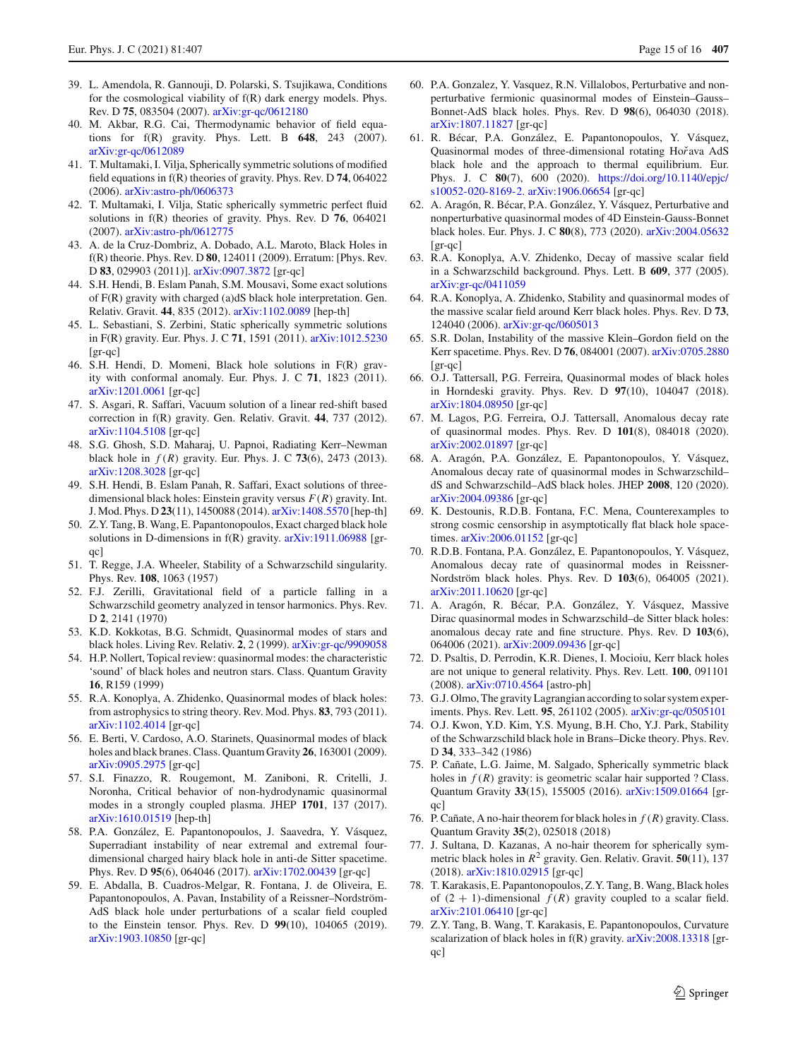39. L. Amendola, R. Gannouji, D. Polarski, S. Tsujikawa, Conditions for the cosmological viability of f(R) dark energy models. Phys. Rev. D **75**, 083504 (2007). arXiv:gr-qc/0612180
40. M. Akbar, R.G. Cai, Thermodynamic behavior of field equations for f(R) gravity. Phys. Lett. B **648**, 243 (2007). arXiv:gr-qc/0612089
41. T. Multamaki, I. Vilja, Spherically symmetric solutions of modified field equations in f(R) theories of gravity. Phys. Rev. D **74**, 064022 (2006). arXiv:astro-ph/0606373
42. T. Multamaki, I. Vilja, Static spherically symmetric perfect fluid solutions in f(R) theories of gravity. Phys. Rev. D **76**, 064021 (2007). arXiv:astro-ph/0612775
43. A. de la Cruz-Dombriz, A. Dobado, A.L. Maroto, Black Holes in f(R) theorie. Phys. Rev. D **80**, 124011 (2009). Erratum: [Phys. Rev. D **83**, 029903 (2011)]. arXiv:0907.3872 [gr-qc]
44. S.H. Hendi, B. Eslam Panah, S.M. Mousavi, Some exact solutions of F(R) gravity with charged (a)dS black hole interpretation. Gen. Relativ. Gravit. **44**, 835 (2012). arXiv:1102.0089 [hep-th]
45. L. Sebastiani, S. Zerbini, Static spherically symmetric solutions in F(R) gravity. Eur. Phys. J. C **71**, 1591 (2011). arXiv:1012.5230 [gr-qc]
46. S.H. Hendi, D. Momeni, Black hole solutions in F(R) gravity with conformal anomaly. Eur. Phys. J. C **71**, 1823 (2011). arXiv:1201.0061 [gr-qc]
47. S. Asgari, R. Saffari, Vacuum solution of a linear red-shift based correction in f(R) gravity. Gen. Relativ. Gravit. **44**, 737 (2012). arXiv:1104.5108 [gr-qc]
48. S.G. Ghosh, S.D. Maharaj, U. Papnoi, Radiating Kerr–Newman black hole in $f(R)$ gravity. Eur. Phys. J. C **73**(6), 2473 (2013). arXiv:1208.3028 [gr-qc]
49. S.H. Hendi, B. Eslam Panah, R. Saffari, Exact solutions of three-dimensional black holes: Einstein gravity versus $F(R)$ gravity. Int. J. Mod. Phys. D **23**(11), 1450088 (2014). arXiv:1408.5570 [hep-th]
50. Z.Y. Tang, B. Wang, E. Papantonopoulos, Exact charged black hole solutions in D-dimensions in f(R) gravity. arXiv:1911.06988 [gr-qc]
51. T. Regge, J.A. Wheeler, Stability of a Schwarzschild singularity. Phys. Rev. **108**, 1063 (1957)
52. F.J. Zerilli, Gravitational field of a particle falling in a Schwarzschild geometry analyzed in tensor harmonics. Phys. Rev. D **2**, 2141 (1970)
53. K.D. Kokkotas, B.G. Schmidt, Quasinormal modes of stars and black holes. Living Rev. Relativ. **2**, 2 (1999). arXiv:gr-qc/9909058
54. H.P. Nollert, Topical review: quasinormal modes: the characteristic 'sound' of black holes and neutron stars. Class. Quantum Gravity **16**, R159 (1999)
55. R.A. Konoplya, A. Zhidenko, Quasinormal modes of black holes: from astrophysics to string theory. Rev. Mod. Phys. **83**, 793 (2011). arXiv:1102.4014 [gr-qc]
56. E. Berti, V. Cardoso, A.O. Starinets, Quasinormal modes of black holes and black branes. Class. Quantum Gravity **26**, 163001 (2009). arXiv:0905.2975 [gr-qc]
57. S.I. Finazzo, R. Rougemont, M. Zaniboni, R. Critelli, J. Noronha, Critical behavior of non-hydrodynamic quasinormal modes in a strongly coupled plasma. JHEP **1701**, 137 (2017). arXiv:1610.01519 [hep-th]
58. P.A. González, E. Papantonopoulos, J. Saavedra, Y. Vásquez, Superradiant instability of near extremal and extremal four-dimensional charged hairy black hole in anti-de Sitter spacetime. Phys. Rev. D **95**(6), 064046 (2017). arXiv:1702.00439 [gr-qc]
59. E. Abdalla, B. Cuadros-Melgar, R. Fontana, J. de Oliveira, E. Papantonopoulos, A. Pavan, Instability of a Reissner–Nordström-AdS black hole under perturbations of a scalar field coupled to the Einstein tensor. Phys. Rev. D **99**(10), 104065 (2019). arXiv:1903.10850 [gr-qc]
60. P.A. Gonzalez, Y. Vasquez, R.N. Villalobos, Perturbative and nonperturbative fermionic quasinormal modes of Einstein–Gauss–Bonnet-AdS black holes. Phys. Rev. D **98**(6), 064030 (2018). arXiv:1807.11827 [gr-qc]
61. R. Bécar, P.A. González, E. Papantonopoulos, Y. Vásquez, Quasinormal modes of three-dimensional rotating Hořava AdS black hole and the approach to thermal equilibrium. Eur. Phys. J. C **80**(7), 600 (2020). https://doi.org/10.1140/epjc/s10052-020-8169-2. arXiv:1906.06654 [gr-qc]
62. A. Aragón, R. Bécar, P.A. González, Y. Vásquez, Perturbative and nonperturbative quasinormal modes of 4D Einstein-Gauss-Bonnet black holes. Eur. Phys. J. C **80**(8), 773 (2020). arXiv:2004.05632 [gr-qc]
63. R.A. Konoplya, A.V. Zhidenko, Decay of massive scalar field in a Schwarzschild background. Phys. Lett. B **609**, 377 (2005). arXiv:gr-qc/0411059
64. R.A. Konoplya, A. Zhidenko, Stability and quasinormal modes of the massive scalar field around Kerr black holes. Phys. Rev. D **73**, 124040 (2006). arXiv:gr-qc/0605013
65. S.R. Dolan, Instability of the massive Klein–Gordon field on the Kerr spacetime. Phys. Rev. D **76**, 084001 (2007). arXiv:0705.2880 [gr-qc]
66. O.J. Tattersall, P.G. Ferreira, Quasinormal modes of black holes in Horndeski gravity. Phys. Rev. D **97**(10), 104047 (2018). arXiv:1804.08950 [gr-qc]
67. M. Lagos, P.G. Ferreira, O.J. Tattersall, Anomalous decay rate of quasinormal modes. Phys. Rev. D **101**(8), 084018 (2020). arXiv:2002.01897 [gr-qc]
68. A. Aragón, P.A. González, E. Papantonopoulos, Y. Vásquez, Anomalous decay rate of quasinormal modes in Schwarzschild–dS and Schwarzschild–AdS black holes. JHEP **2008**, 120 (2020). arXiv:2004.09386 [gr-qc]
69. K. Destounis, R.D.B. Fontana, F.C. Mena, Counterexamples to strong cosmic censorship in asymptotically flat black hole spacetimes. arXiv:2006.01152 [gr-qc]
70. R.D.B. Fontana, P.A. González, E. Papantonopoulos, Y. Vásquez, Anomalous decay rate of quasinormal modes in Reissner-Nordström black holes. Phys. Rev. D **103**(6), 064005 (2021). arXiv:2011.10620 [gr-qc]
71. A. Aragón, R. Bécar, P.A. González, Y. Vásquez, Massive Dirac quasinormal modes in Schwarzschild–de Sitter black holes: anomalous decay rate and fine structure. Phys. Rev. D **103**(6), 064006 (2021). arXiv:2009.09436 [gr-qc]
72. D. Psaltis, D. Perrodin, K.R. Dienes, I. Mocioiu, Kerr black holes are not unique to general relativity. Phys. Rev. Lett. **100**, 091101 (2008). arXiv:0710.4564 [astro-ph]
73. G.J. Olmo, The gravity Lagrangian according to solar system experiments. Phys. Rev. Lett. **95**, 261102 (2005). arXiv:gr-qc/0505101
74. O.J. Kwon, Y.D. Kim, Y.S. Myung, B.H. Cho, Y.J. Park, Stability of the Schwarzschild black hole in Brans–Dicke theory. Phys. Rev. D **34**, 333–342 (1986)
75. P. Cañate, L.G. Jaime, M. Salgado, Spherically symmetric black holes in $f(R)$ gravity: is geometric scalar hair supported ? Class. Quantum Gravity **33**(15), 155005 (2016). arXiv:1509.01664 [gr-qc]
76. P. Cañate, A no-hair theorem for black holes in $f(R)$ gravity. Class. Quantum Gravity **35**(2), 025018 (2018)
77. J. Sultana, D. Kazanas, A no-hair theorem for spherically symmetric black holes in $R^2$ gravity. Gen. Relativ. Gravit. **50**(11), 137 (2018). arXiv:1810.02915 [gr-qc]
78. T. Karakasis, E. Papantonopoulos, Z.Y. Tang, B. Wang, Black holes of $(2+1)$-dimensional $f(R)$ gravity coupled to a scalar field. arXiv:2101.06410 [gr-qc]
79. Z.Y. Tang, B. Wang, T. Karakasis, E. Papantonopoulos, Curvature scalarization of black holes in f(R) gravity. arXiv:2008.13318 [gr-qc]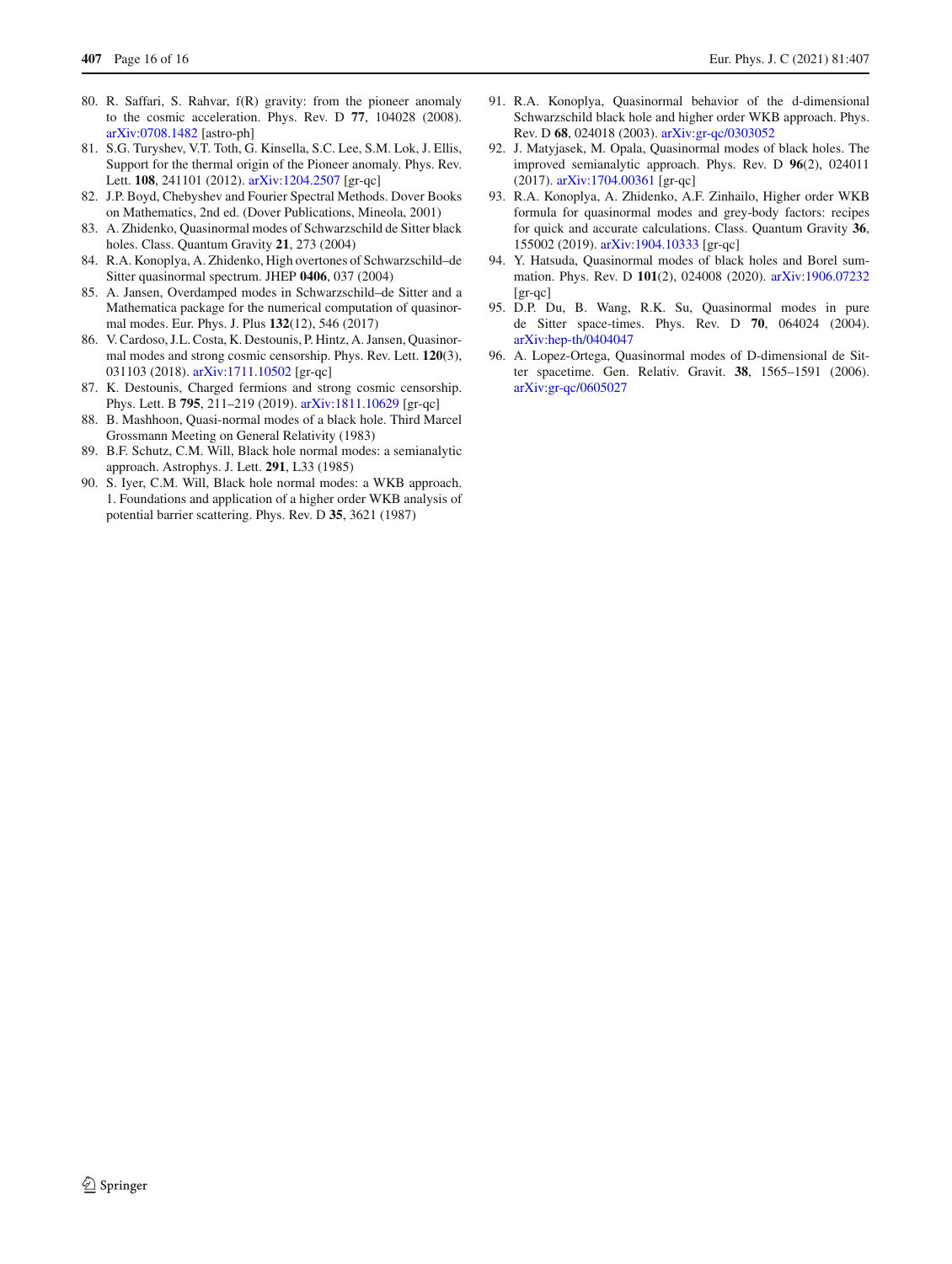80. R. Saffari, S. Rahvar, f(R) gravity: from the pioneer anomaly to the cosmic acceleration. Phys. Rev. D **77**, 104028 (2008). arXiv:0708.1482 [astro-ph]
81. S.G. Turyshev, V.T. Toth, G. Kinsella, S.C. Lee, S.M. Lok, J. Ellis, Support for the thermal origin of the Pioneer anomaly. Phys. Rev. Lett. **108**, 241101 (2012). arXiv:1204.2507 [gr-qc]
82. J.P. Boyd, Chebyshev and Fourier Spectral Methods. Dover Books on Mathematics, 2nd ed. (Dover Publications, Mineola, 2001)
83. A. Zhidenko, Quasinormal modes of Schwarzschild de Sitter black holes. Class. Quantum Gravity **21**, 273 (2004)
84. R.A. Konoplya, A. Zhidenko, High overtones of Schwarzschild–de Sitter quasinormal spectrum. JHEP **0406**, 037 (2004)
85. A. Jansen, Overdamped modes in Schwarzschild–de Sitter and a Mathematica package for the numerical computation of quasinormal modes. Eur. Phys. J. Plus **132**(12), 546 (2017)
86. V. Cardoso, J.L. Costa, K. Destounis, P. Hintz, A. Jansen, Quasinormal modes and strong cosmic censorship. Phys. Rev. Lett. **120**(3), 031103 (2018). arXiv:1711.10502 [gr-qc]
87. K. Destounis, Charged fermions and strong cosmic censorship. Phys. Lett. B **795**, 211–219 (2019). arXiv:1811.10629 [gr-qc]
88. B. Mashhoon, Quasi-normal modes of a black hole. Third Marcel Grossmann Meeting on General Relativity (1983)
89. B.F. Schutz, C.M. Will, Black hole normal modes: a semianalytic approach. Astrophys. J. Lett. **291**, L33 (1985)
90. S. Iyer, C.M. Will, Black hole normal modes: a WKB approach. 1. Foundations and application of a higher order WKB analysis of potential barrier scattering. Phys. Rev. D **35**, 3621 (1987)
91. R.A. Konoplya, Quasinormal behavior of the d-dimensional Schwarzschild black hole and higher order WKB approach. Phys. Rev. D **68**, 024018 (2003). arXiv:gr-qc/0303052
92. J. Matyjasek, M. Opala, Quasinormal modes of black holes. The improved semianalytic approach. Phys. Rev. D **96**(2), 024011 (2017). arXiv:1704.00361 [gr-qc]
93. R.A. Konoplya, A. Zhidenko, A.F. Zinhailo, Higher order WKB formula for quasinormal modes and grey-body factors: recipes for quick and accurate calculations. Class. Quantum Gravity **36**, 155002 (2019). arXiv:1904.10333 [gr-qc]
94. Y. Hatsuda, Quasinormal modes of black holes and Borel summation. Phys. Rev. D **101**(2), 024008 (2020). arXiv:1906.07232 [gr-qc]
95. D.P. Du, B. Wang, R.K. Su, Quasinormal modes in pure de Sitter space-times. Phys. Rev. D **70**, 064024 (2004). arXiv:hep-th/0404047
96. A. Lopez-Ortega, Quasinormal modes of D-dimensional de Sitter spacetime. Gen. Relativ. Gravit. **38**, 1565–1591 (2006). arXiv:gr-qc/0605027